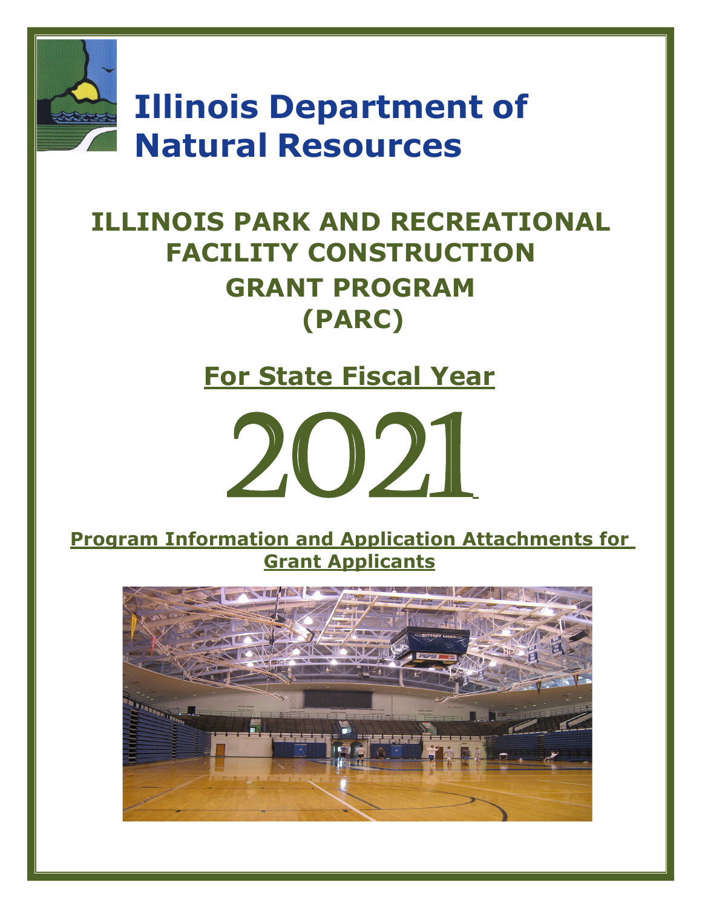# Illinois Department of Natural Resources

## ILLINOIS PARK AND RECREATIONAL FACILITY CONSTRUCTION GRANT PROGRAM (PARC)

## For State Fiscal Year

# 2021

**Program Information and Application Attachments for Grant Applicants**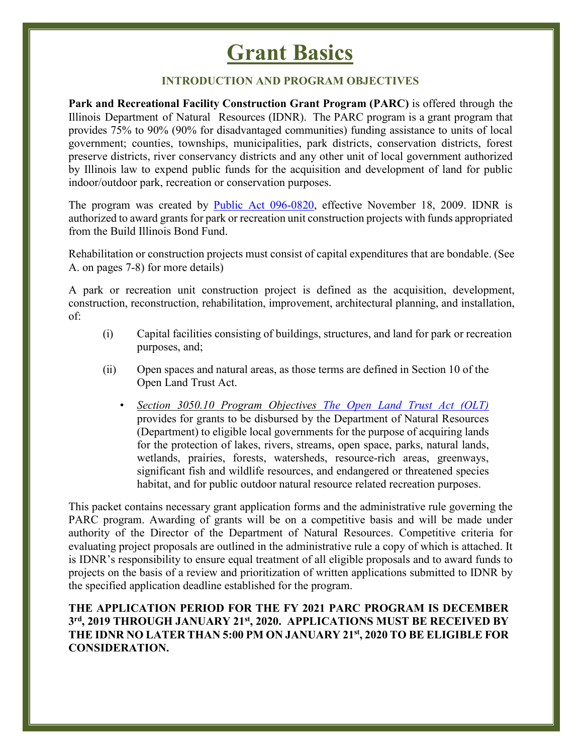# Grant Basics

### INTRODUCTION AND PROGRAM OBJECTIVES

**Park and Recreational Facility Construction Grant Program (PARC)** is offered through the Illinois Department of Natural Resources (IDNR). The PARC program is a grant program that provides 75% to 90% (90% for disadvantaged communities) funding assistance to units of local government; counties, townships, municipalities, park districts, conservation districts, forest preserve districts, river conservancy districts and any other unit of local government authorized by Illinois law to expend public funds for the acquisition and development of land for public indoor/outdoor park, recreation or conservation purposes.

The program was created by [Public Act 096-0820](Public Act 096-0820), effective November 18, 2009. IDNR is authorized to award grants for park or recreation unit construction projects with funds appropriated from the Build Illinois Bond Fund.

Rehabilitation or construction projects must consist of capital expenditures that are bondable. (See A. on pages 7-8) for more details)

A park or recreation unit construction project is defined as the acquisition, development, construction, reconstruction, rehabilitation, improvement, architectural planning, and installation, of:

(i) Capital facilities consisting of buildings, structures, and land for park or recreation purposes, and;

(ii) Open spaces and natural areas, as those terms are defined in Section 10 of the Open Land Trust Act.

- *Section 3050.10 Program Objectives The Open Land Trust Act (OLT)* provides for grants to be disbursed by the Department of Natural Resources (Department) to eligible local governments for the purpose of acquiring lands for the protection of lakes, rivers, streams, open space, parks, natural lands, wetlands, prairies, forests, watersheds, resource-rich areas, greenways, significant fish and wildlife resources, and endangered or threatened species habitat, and for public outdoor natural resource related recreation purposes.

This packet contains necessary grant application forms and the administrative rule governing the PARC program. Awarding of grants will be on a competitive basis and will be made under authority of the Director of the Department of Natural Resources. Competitive criteria for evaluating project proposals are outlined in the administrative rule a copy of which is attached. It is IDNR's responsibility to ensure equal treatment of all eligible proposals and to award funds to projects on the basis of a review and prioritization of written applications submitted to IDNR by the specified application deadline established for the program.

**THE APPLICATION PERIOD FOR THE FY 2021 PARC PROGRAM IS DECEMBER 3rd, 2019 THROUGH JANUARY 21st, 2020. APPLICATIONS MUST BE RECEIVED BY THE IDNR NO LATER THAN 5:00 PM ON JANUARY 21st, 2020 TO BE ELIGIBLE FOR CONSIDERATION.**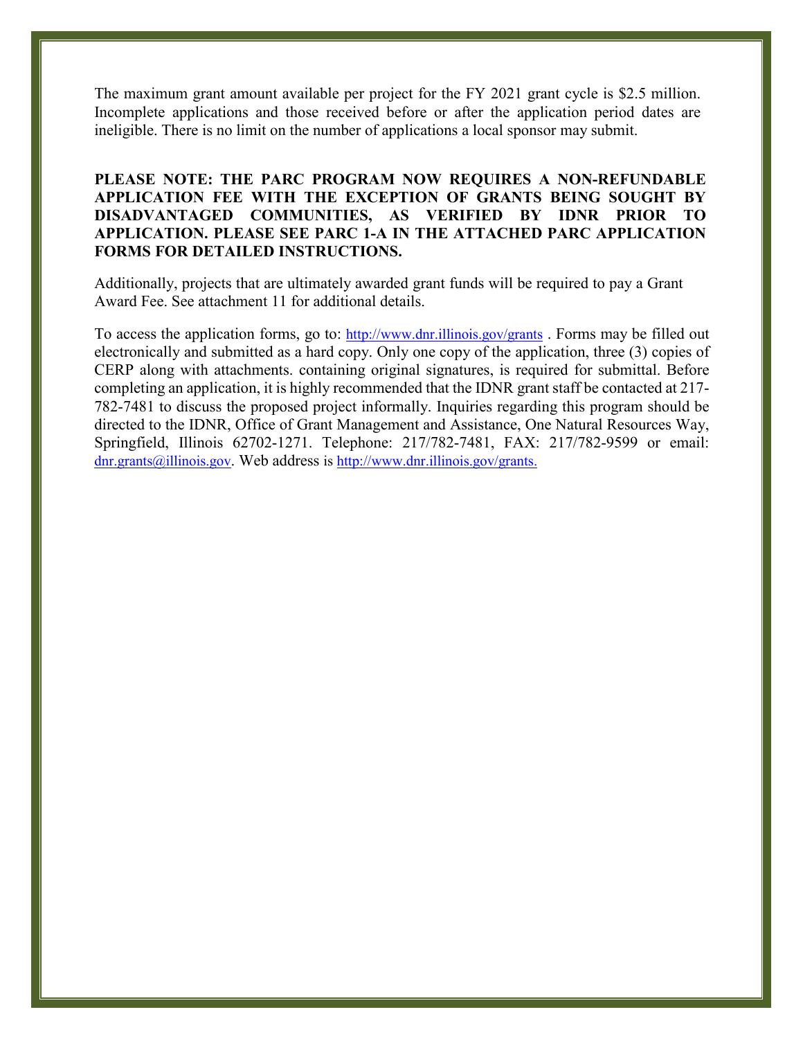The maximum grant amount available per project for the FY 2021 grant cycle is $2.5 million. Incomplete applications and those received before or after the application period dates are ineligible. There is no limit on the number of applications a local sponsor may submit.

**PLEASE NOTE: THE PARC PROGRAM NOW REQUIRES A NON-REFUNDABLE APPLICATION FEE WITH THE EXCEPTION OF GRANTS BEING SOUGHT BY DISADVANTAGED COMMUNITIES, AS VERIFIED BY IDNR PRIOR TO APPLICATION. PLEASE SEE PARC 1-A IN THE ATTACHED PARC APPLICATION FORMS FOR DETAILED INSTRUCTIONS.**

Additionally, projects that are ultimately awarded grant funds will be required to pay a Grant Award Fee. See attachment 11 for additional details.

To access the application forms, go to: http://www.dnr.illinois.gov/grants . Forms may be filled out electronically and submitted as a hard copy. Only one copy of the application, three (3) copies of CERP along with attachments. containing original signatures, is required for submittal. Before completing an application, it is highly recommended that the IDNR grant staff be contacted at 217-782-7481 to discuss the proposed project informally. Inquiries regarding this program should be directed to the IDNR, Office of Grant Management and Assistance, One Natural Resources Way, Springfield, Illinois 62702-1271. Telephone: 217/782-7481, FAX: 217/782-9599 or email: dnr.grants@illinois.gov. Web address is http://www.dnr.illinois.gov/grants.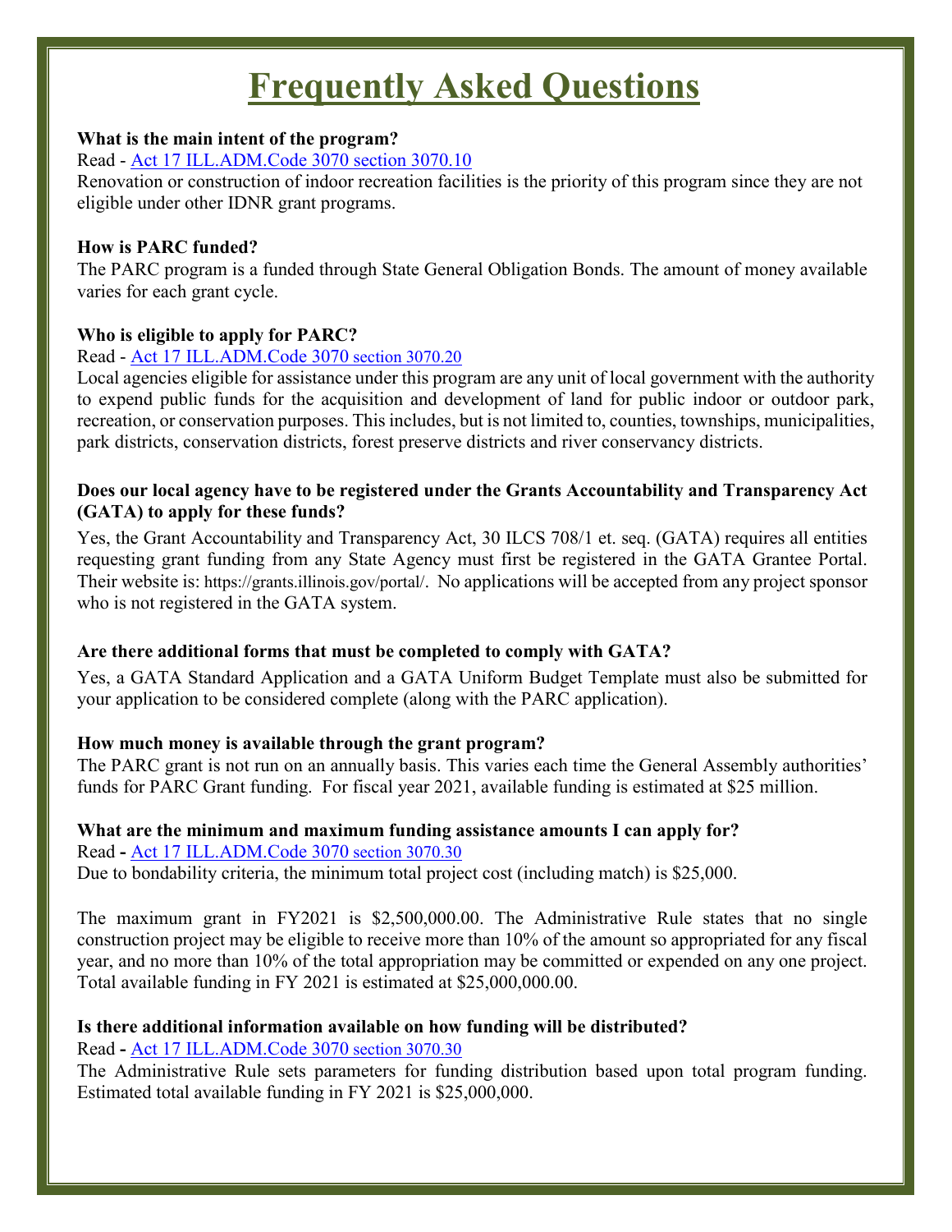# Frequently Asked Questions

**What is the main intent of the program?**

Read - [Act 17 ILL.ADM.Code 3070 section 3070.10]

Renovation or construction of indoor recreation facilities is the priority of this program since they are not eligible under other IDNR grant programs.

**How is PARC funded?**

The PARC program is a funded through State General Obligation Bonds. The amount of money available varies for each grant cycle.

**Who is eligible to apply for PARC?**

Read - [Act 17 ILL.ADM.Code 3070 section 3070.20]

Local agencies eligible for assistance under this program are any unit of local government with the authority to expend public funds for the acquisition and development of land for public indoor or outdoor park, recreation, or conservation purposes. This includes, but is not limited to, counties, townships, municipalities, park districts, conservation districts, forest preserve districts and river conservancy districts.

**Does our local agency have to be registered under the Grants Accountability and Transparency Act (GATA) to apply for these funds?**

Yes, the Grant Accountability and Transparency Act, 30 ILCS 708/1 et. seq. (GATA) requires all entities requesting grant funding from any State Agency must first be registered in the GATA Grantee Portal. Their website is: https://grants.illinois.gov/portal/. No applications will be accepted from any project sponsor who is not registered in the GATA system.

**Are there additional forms that must be completed to comply with GATA?**

Yes, a GATA Standard Application and a GATA Uniform Budget Template must also be submitted for your application to be considered complete (along with the PARC application).

**How much money is available through the grant program?**

The PARC grant is not run on an annually basis. This varies each time the General Assembly authorities' funds for PARC Grant funding. For fiscal year 2021, available funding is estimated at $25 million.

**What are the minimum and maximum funding assistance amounts I can apply for?**

Read **-** [Act 17 ILL.ADM.Code 3070 section 3070.30]

Due to bondability criteria, the minimum total project cost (including match) is $25,000.

The maximum grant in FY2021 is $2,500,000.00. The Administrative Rule states that no single construction project may be eligible to receive more than 10% of the amount so appropriated for any fiscal year, and no more than 10% of the total appropriation may be committed or expended on any one project. Total available funding in FY 2021 is estimated at $25,000,000.00.

**Is there additional information available on how funding will be distributed?**

Read **-** [Act 17 ILL.ADM.Code 3070 section 3070.30]

The Administrative Rule sets parameters for funding distribution based upon total program funding. Estimated total available funding in FY 2021 is $25,000,000.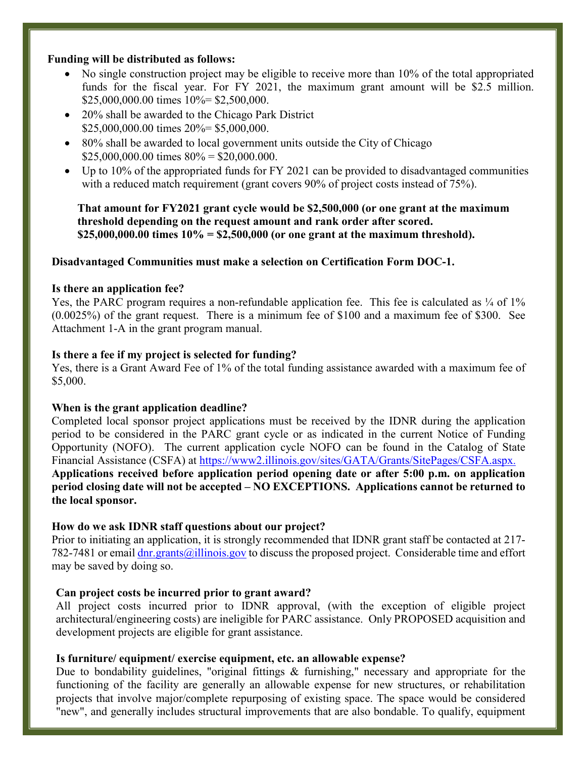**Funding will be distributed as follows:**

- No single construction project may be eligible to receive more than 10% of the total appropriated funds for the fiscal year. For FY 2021, the maximum grant amount will be $2.5 million. $25,000,000.00 times 10%= $2,500,000.
- 20% shall be awarded to the Chicago Park District
  $25,000,000.00 times 20%= $5,000,000.
- 80% shall be awarded to local government units outside the City of Chicago
  $25,000,000.00 times 80% = $20,000.000.
- Up to 10% of the appropriated funds for FY 2021 can be provided to disadvantaged communities with a reduced match requirement (grant covers 90% of project costs instead of 75%).

**That amount for FY2021 grant cycle would be $2,500,000 (or one grant at the maximum threshold depending on the request amount and rank order after scored. $25,000,000.00 times 10% = $2,500,000 (or one grant at the maximum threshold).**

**Disadvantaged Communities must make a selection on Certification Form DOC-1.**

**Is there an application fee?**

Yes, the PARC program requires a non-refundable application fee. This fee is calculated as ¼ of 1% (0.0025%) of the grant request. There is a minimum fee of $100 and a maximum fee of $300. See Attachment 1-A in the grant program manual.

**Is there a fee if my project is selected for funding?**

Yes, there is a Grant Award Fee of 1% of the total funding assistance awarded with a maximum fee of $5,000.

**When is the grant application deadline?**

Completed local sponsor project applications must be received by the IDNR during the application period to be considered in the PARC grant cycle or as indicated in the current Notice of Funding Opportunity (NOFO). The current application cycle NOFO can be found in the Catalog of State Financial Assistance (CSFA) at https://www2.illinois.gov/sites/GATA/Grants/SitePages/CSFA.aspx. **Applications received before application period opening date or after 5:00 p.m. on application period closing date will not be accepted – NO EXCEPTIONS. Applications cannot be returned to the local sponsor.**

**How do we ask IDNR staff questions about our project?**

Prior to initiating an application, it is strongly recommended that IDNR grant staff be contacted at 217-782-7481 or email dnr.grants@illinois.gov to discuss the proposed project. Considerable time and effort may be saved by doing so.

**Can project costs be incurred prior to grant award?**

All project costs incurred prior to IDNR approval, (with the exception of eligible project architectural/engineering costs) are ineligible for PARC assistance. Only PROPOSED acquisition and development projects are eligible for grant assistance.

**Is furniture/ equipment/ exercise equipment, etc. an allowable expense?**

Due to bondability guidelines, "original fittings & furnishing," necessary and appropriate for the functioning of the facility are generally an allowable expense for new structures, or rehabilitation projects that involve major/complete repurposing of existing space. The space would be considered "new", and generally includes structural improvements that are also bondable. To qualify, equipment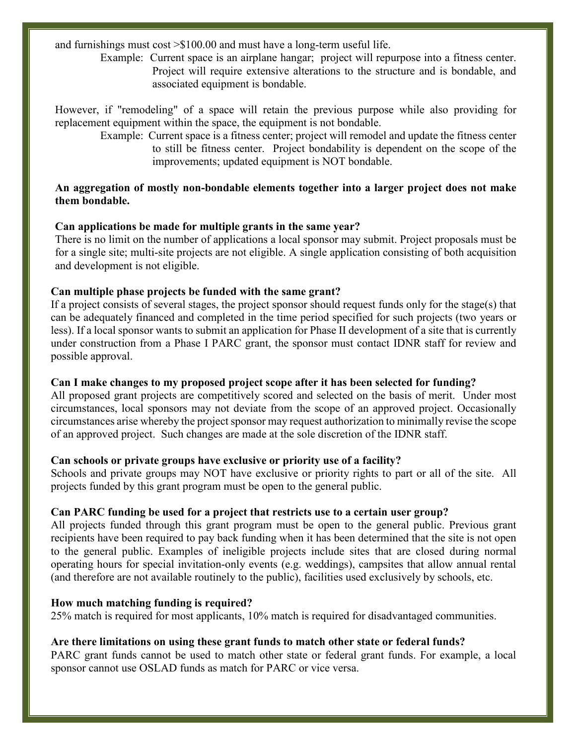and furnishings must cost >$100.00 and must have a long-term useful life.

> Example: Current space is an airplane hangar; project will repurpose into a fitness center. Project will require extensive alterations to the structure and is bondable, and associated equipment is bondable.

However, if "remodeling" of a space will retain the previous purpose while also providing for replacement equipment within the space, the equipment is not bondable.

> Example: Current space is a fitness center; project will remodel and update the fitness center to still be fitness center. Project bondability is dependent on the scope of the improvements; updated equipment is NOT bondable.

**An aggregation of mostly non-bondable elements together into a larger project does not make them bondable.**

**Can applications be made for multiple grants in the same year?**

There is no limit on the number of applications a local sponsor may submit. Project proposals must be for a single site; multi-site projects are not eligible. A single application consisting of both acquisition and development is not eligible.

**Can multiple phase projects be funded with the same grant?**

If a project consists of several stages, the project sponsor should request funds only for the stage(s) that can be adequately financed and completed in the time period specified for such projects (two years or less). If a local sponsor wants to submit an application for Phase II development of a site that is currently under construction from a Phase I PARC grant, the sponsor must contact IDNR staff for review and possible approval.

**Can I make changes to my proposed project scope after it has been selected for funding?**

All proposed grant projects are competitively scored and selected on the basis of merit. Under most circumstances, local sponsors may not deviate from the scope of an approved project. Occasionally circumstances arise whereby the project sponsor may request authorization to minimally revise the scope of an approved project. Such changes are made at the sole discretion of the IDNR staff.

**Can schools or private groups have exclusive or priority use of a facility?**

Schools and private groups may NOT have exclusive or priority rights to part or all of the site. All projects funded by this grant program must be open to the general public.

**Can PARC funding be used for a project that restricts use to a certain user group?**

All projects funded through this grant program must be open to the general public. Previous grant recipients have been required to pay back funding when it has been determined that the site is not open to the general public. Examples of ineligible projects include sites that are closed during normal operating hours for special invitation-only events (e.g. weddings), campsites that allow annual rental (and therefore are not available routinely to the public), facilities used exclusively by schools, etc.

**How much matching funding is required?**

25% match is required for most applicants, 10% match is required for disadvantaged communities.

**Are there limitations on using these grant funds to match other state or federal funds?**

PARC grant funds cannot be used to match other state or federal grant funds. For example, a local sponsor cannot use OSLAD funds as match for PARC or vice versa.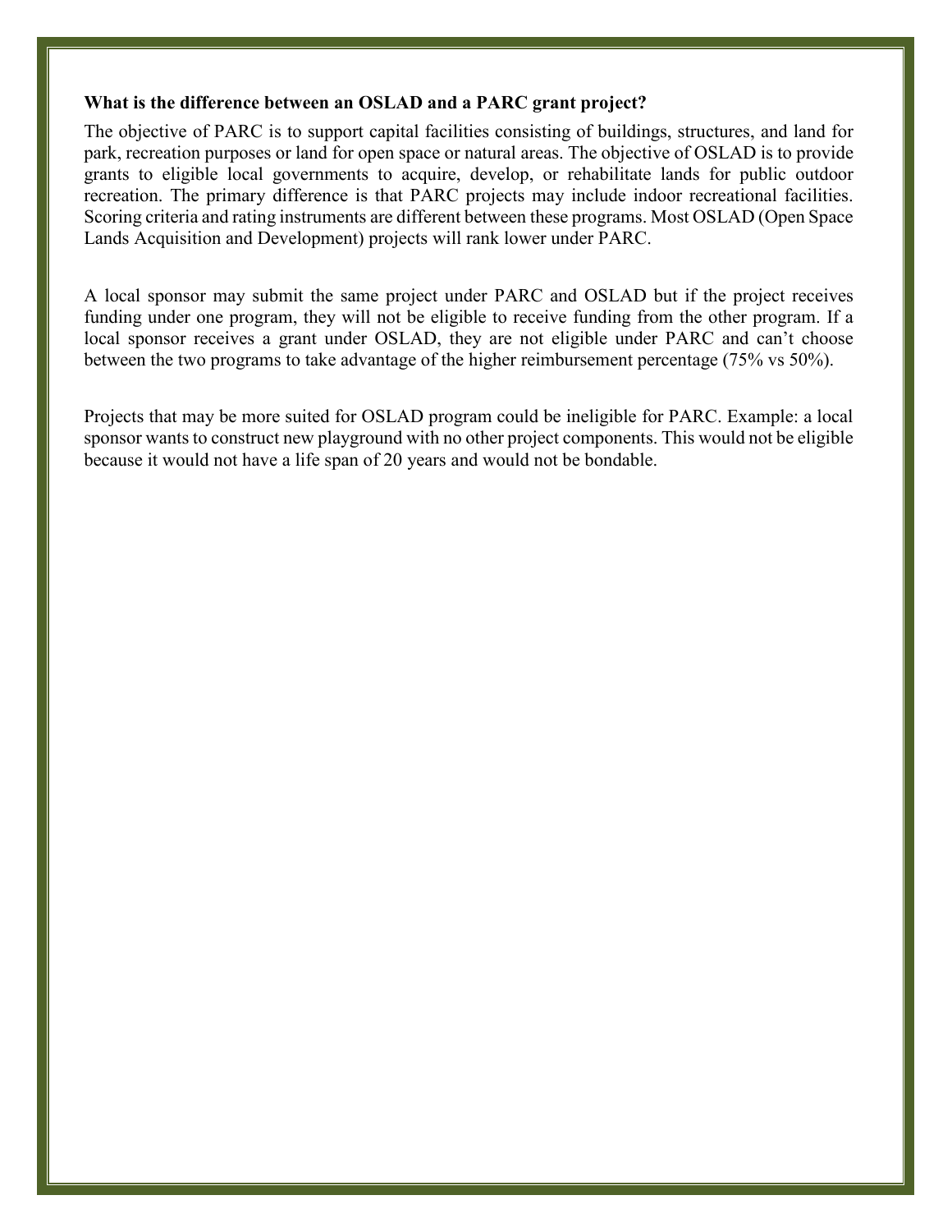**What is the difference between an OSLAD and a PARC grant project?**

The objective of PARC is to support capital facilities consisting of buildings, structures, and land for park, recreation purposes or land for open space or natural areas. The objective of OSLAD is to provide grants to eligible local governments to acquire, develop, or rehabilitate lands for public outdoor recreation. The primary difference is that PARC projects may include indoor recreational facilities. Scoring criteria and rating instruments are different between these programs. Most OSLAD (Open Space Lands Acquisition and Development) projects will rank lower under PARC.

A local sponsor may submit the same project under PARC and OSLAD but if the project receives funding under one program, they will not be eligible to receive funding from the other program. If a local sponsor receives a grant under OSLAD, they are not eligible under PARC and can't choose between the two programs to take advantage of the higher reimbursement percentage (75% vs 50%).

Projects that may be more suited for OSLAD program could be ineligible for PARC. Example: a local sponsor wants to construct new playground with no other project components. This would not be eligible because it would not have a life span of 20 years and would not be bondable.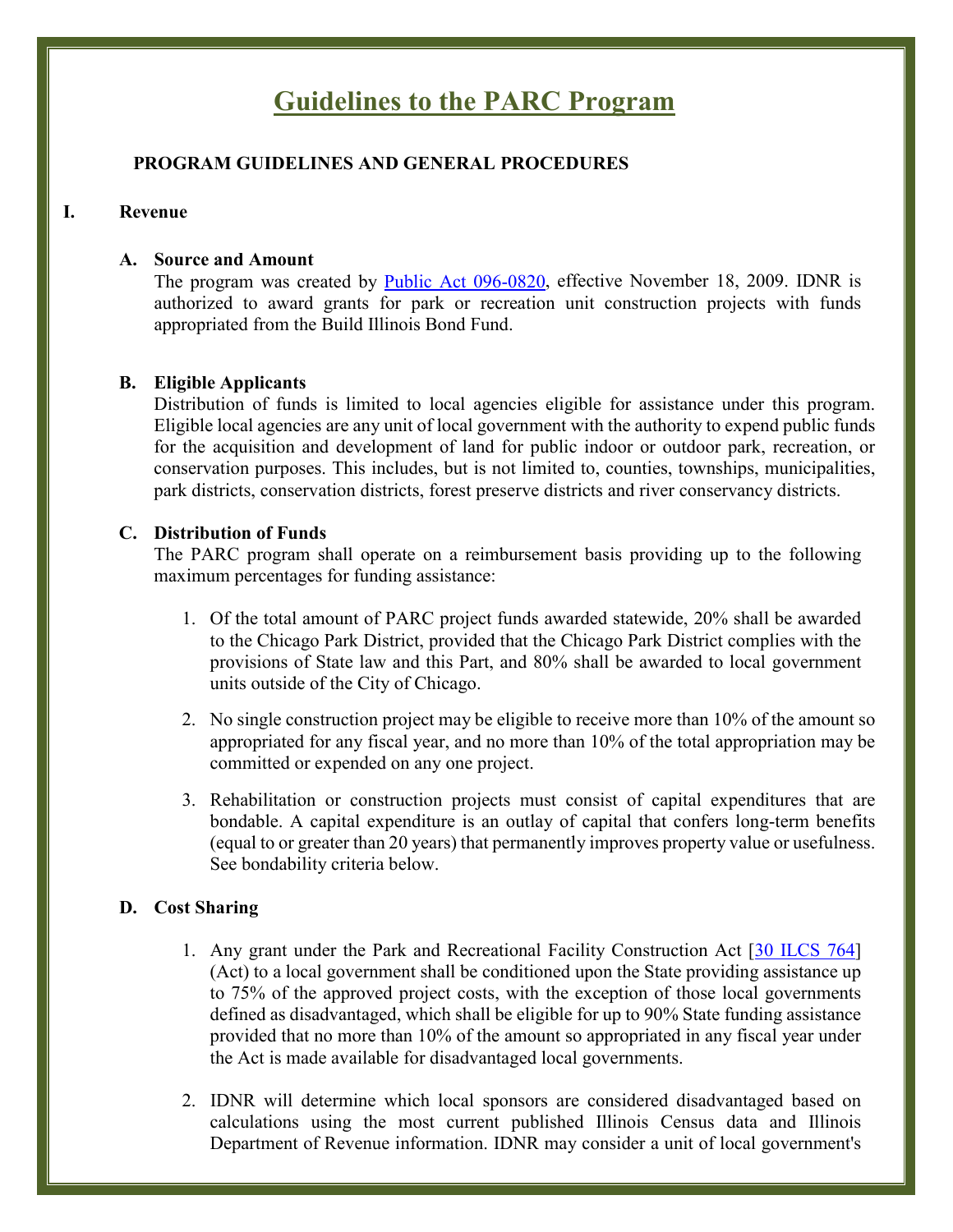# Guidelines to the PARC Program

**PROGRAM GUIDELINES AND GENERAL PROCEDURES**

## I. Revenue

### A. Source and Amount

The program was created by [Public Act 096-0820](), effective November 18, 2009. IDNR is authorized to award grants for park or recreation unit construction projects with funds appropriated from the Build Illinois Bond Fund.

### B. Eligible Applicants

Distribution of funds is limited to local agencies eligible for assistance under this program. Eligible local agencies are any unit of local government with the authority to expend public funds for the acquisition and development of land for public indoor or outdoor park, recreation, or conservation purposes. This includes, but is not limited to, counties, townships, municipalities, park districts, conservation districts, forest preserve districts and river conservancy districts.

### C. Distribution of Funds

The PARC program shall operate on a reimbursement basis providing up to the following maximum percentages for funding assistance:

1. Of the total amount of PARC project funds awarded statewide, 20% shall be awarded to the Chicago Park District, provided that the Chicago Park District complies with the provisions of State law and this Part, and 80% shall be awarded to local government units outside of the City of Chicago.

2. No single construction project may be eligible to receive more than 10% of the amount so appropriated for any fiscal year, and no more than 10% of the total appropriation may be committed or expended on any one project.

3. Rehabilitation or construction projects must consist of capital expenditures that are bondable. A capital expenditure is an outlay of capital that confers long-term benefits (equal to or greater than 20 years) that permanently improves property value or usefulness. See bondability criteria below.

### D. Cost Sharing

1. Any grant under the Park and Recreational Facility Construction Act [[30 ILCS 764]()] (Act) to a local government shall be conditioned upon the State providing assistance up to 75% of the approved project costs, with the exception of those local governments defined as disadvantaged, which shall be eligible for up to 90% State funding assistance provided that no more than 10% of the amount so appropriated in any fiscal year under the Act is made available for disadvantaged local governments.

2. IDNR will determine which local sponsors are considered disadvantaged based on calculations using the most current published Illinois Census data and Illinois Department of Revenue information. IDNR may consider a unit of local government's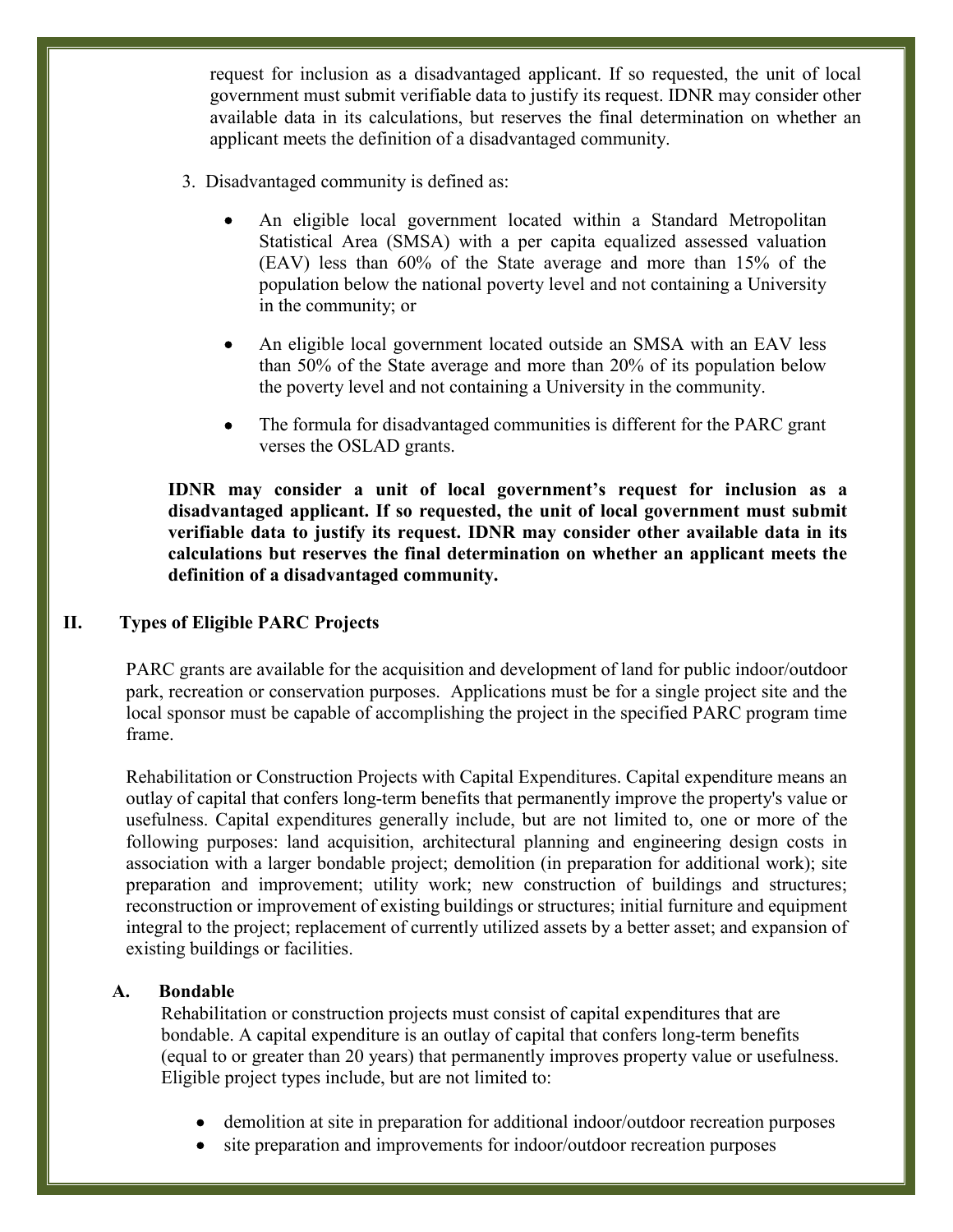request for inclusion as a disadvantaged applicant. If so requested, the unit of local government must submit verifiable data to justify its request. IDNR may consider other available data in its calculations, but reserves the final determination on whether an applicant meets the definition of a disadvantaged community.

3. Disadvantaged community is defined as:

   - An eligible local government located within a Standard Metropolitan Statistical Area (SMSA) with a per capita equalized assessed valuation (EAV) less than 60% of the State average and more than 15% of the population below the national poverty level and not containing a University in the community; or

   - An eligible local government located outside an SMSA with an EAV less than 50% of the State average and more than 20% of its population below the poverty level and not containing a University in the community.

   - The formula for disadvantaged communities is different for the PARC grant verses the OSLAD grants.

**IDNR may consider a unit of local government's request for inclusion as a disadvantaged applicant. If so requested, the unit of local government must submit verifiable data to justify its request. IDNR may consider other available data in its calculations but reserves the final determination on whether an applicant meets the definition of a disadvantaged community.**

## II. Types of Eligible PARC Projects

PARC grants are available for the acquisition and development of land for public indoor/outdoor park, recreation or conservation purposes. Applications must be for a single project site and the local sponsor must be capable of accomplishing the project in the specified PARC program time frame.

Rehabilitation or Construction Projects with Capital Expenditures. Capital expenditure means an outlay of capital that confers long-term benefits that permanently improve the property's value or usefulness. Capital expenditures generally include, but are not limited to, one or more of the following purposes: land acquisition, architectural planning and engineering design costs in association with a larger bondable project; demolition (in preparation for additional work); site preparation and improvement; utility work; new construction of buildings and structures; reconstruction or improvement of existing buildings or structures; initial furniture and equipment integral to the project; replacement of currently utilized assets by a better asset; and expansion of existing buildings or facilities.

### A. Bondable

Rehabilitation or construction projects must consist of capital expenditures that are bondable. A capital expenditure is an outlay of capital that confers long-term benefits (equal to or greater than 20 years) that permanently improves property value or usefulness. Eligible project types include, but are not limited to:

- demolition at site in preparation for additional indoor/outdoor recreation purposes
- site preparation and improvements for indoor/outdoor recreation purposes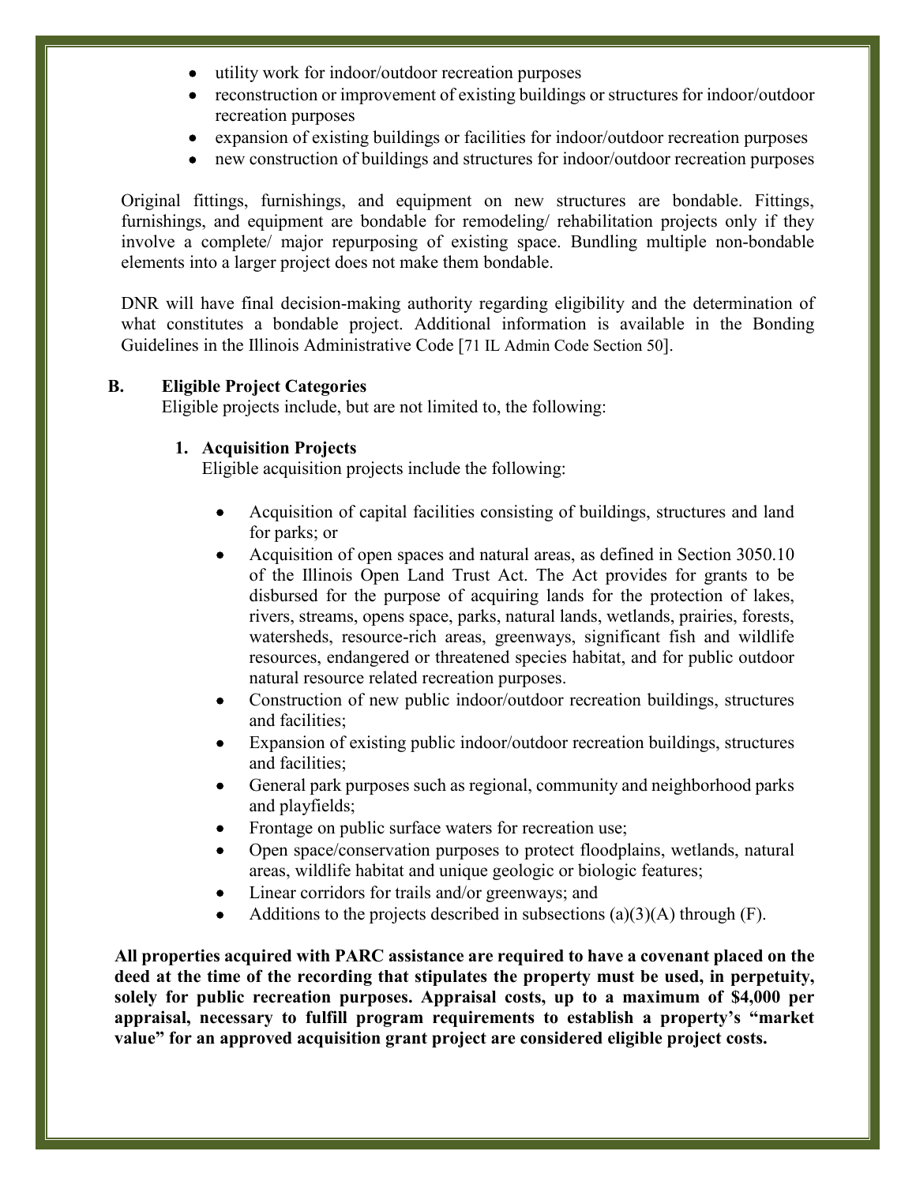- utility work for indoor/outdoor recreation purposes
- reconstruction or improvement of existing buildings or structures for indoor/outdoor recreation purposes
- expansion of existing buildings or facilities for indoor/outdoor recreation purposes
- new construction of buildings and structures for indoor/outdoor recreation purposes

Original fittings, furnishings, and equipment on new structures are bondable. Fittings, furnishings, and equipment are bondable for remodeling/ rehabilitation projects only if they involve a complete/ major repurposing of existing space. Bundling multiple non-bondable elements into a larger project does not make them bondable.

DNR will have final decision-making authority regarding eligibility and the determination of what constitutes a bondable project. Additional information is available in the Bonding Guidelines in the Illinois Administrative Code [71 IL Admin Code Section 50].

**B. Eligible Project Categories**

Eligible projects include, but are not limited to, the following:

**1. Acquisition Projects**

Eligible acquisition projects include the following:

- Acquisition of capital facilities consisting of buildings, structures and land for parks; or
- Acquisition of open spaces and natural areas, as defined in Section 3050.10 of the Illinois Open Land Trust Act. The Act provides for grants to be disbursed for the purpose of acquiring lands for the protection of lakes, rivers, streams, opens space, parks, natural lands, wetlands, prairies, forests, watersheds, resource-rich areas, greenways, significant fish and wildlife resources, endangered or threatened species habitat, and for public outdoor natural resource related recreation purposes.
- Construction of new public indoor/outdoor recreation buildings, structures and facilities;
- Expansion of existing public indoor/outdoor recreation buildings, structures and facilities;
- General park purposes such as regional, community and neighborhood parks and playfields;
- Frontage on public surface waters for recreation use;
- Open space/conservation purposes to protect floodplains, wetlands, natural areas, wildlife habitat and unique geologic or biologic features;
- Linear corridors for trails and/or greenways; and
- Additions to the projects described in subsections (a)(3)(A) through (F).

**All properties acquired with PARC assistance are required to have a covenant placed on the deed at the time of the recording that stipulates the property must be used, in perpetuity, solely for public recreation purposes. Appraisal costs, up to a maximum of $4,000 per appraisal, necessary to fulfill program requirements to establish a property's "market value" for an approved acquisition grant project are considered eligible project costs.**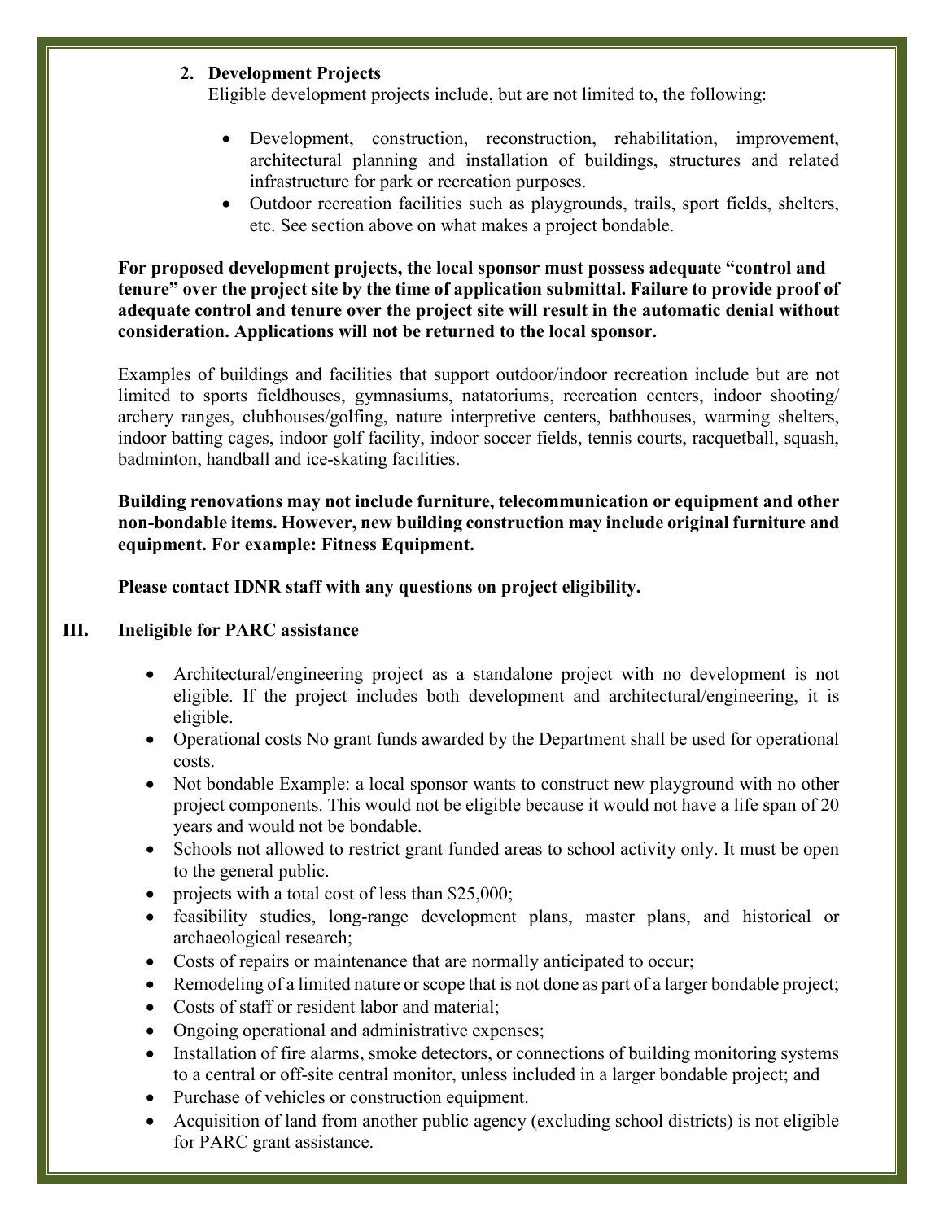2. **Development Projects**
   Eligible development projects include, but are not limited to, the following:

   - Development, construction, reconstruction, rehabilitation, improvement, architectural planning and installation of buildings, structures and related infrastructure for park or recreation purposes.
   - Outdoor recreation facilities such as playgrounds, trails, sport fields, shelters, etc. See section above on what makes a project bondable.

**For proposed development projects, the local sponsor must possess adequate "control and tenure" over the project site by the time of application submittal. Failure to provide proof of adequate control and tenure over the project site will result in the automatic denial without consideration. Applications will not be returned to the local sponsor.**

Examples of buildings and facilities that support outdoor/indoor recreation include but are not limited to sports fieldhouses, gymnasiums, natatoriums, recreation centers, indoor shooting/ archery ranges, clubhouses/golfing, nature interpretive centers, bathhouses, warming shelters, indoor batting cages, indoor golf facility, indoor soccer fields, tennis courts, racquetball, squash, badminton, handball and ice-skating facilities.

**Building renovations may not include furniture, telecommunication or equipment and other non-bondable items. However, new building construction may include original furniture and equipment. For example: Fitness Equipment.**

**Please contact IDNR staff with any questions on project eligibility.**

## III. Ineligible for PARC assistance

- Architectural/engineering project as a standalone project with no development is not eligible. If the project includes both development and architectural/engineering, it is eligible.
- Operational costs No grant funds awarded by the Department shall be used for operational costs.
- Not bondable Example: a local sponsor wants to construct new playground with no other project components. This would not be eligible because it would not have a life span of 20 years and would not be bondable.
- Schools not allowed to restrict grant funded areas to school activity only. It must be open to the general public.
- projects with a total cost of less than $25,000;
- feasibility studies, long-range development plans, master plans, and historical or archaeological research;
- Costs of repairs or maintenance that are normally anticipated to occur;
- Remodeling of a limited nature or scope that is not done as part of a larger bondable project;
- Costs of staff or resident labor and material;
- Ongoing operational and administrative expenses;
- Installation of fire alarms, smoke detectors, or connections of building monitoring systems to a central or off-site central monitor, unless included in a larger bondable project; and
- Purchase of vehicles or construction equipment.
- Acquisition of land from another public agency (excluding school districts) is not eligible for PARC grant assistance.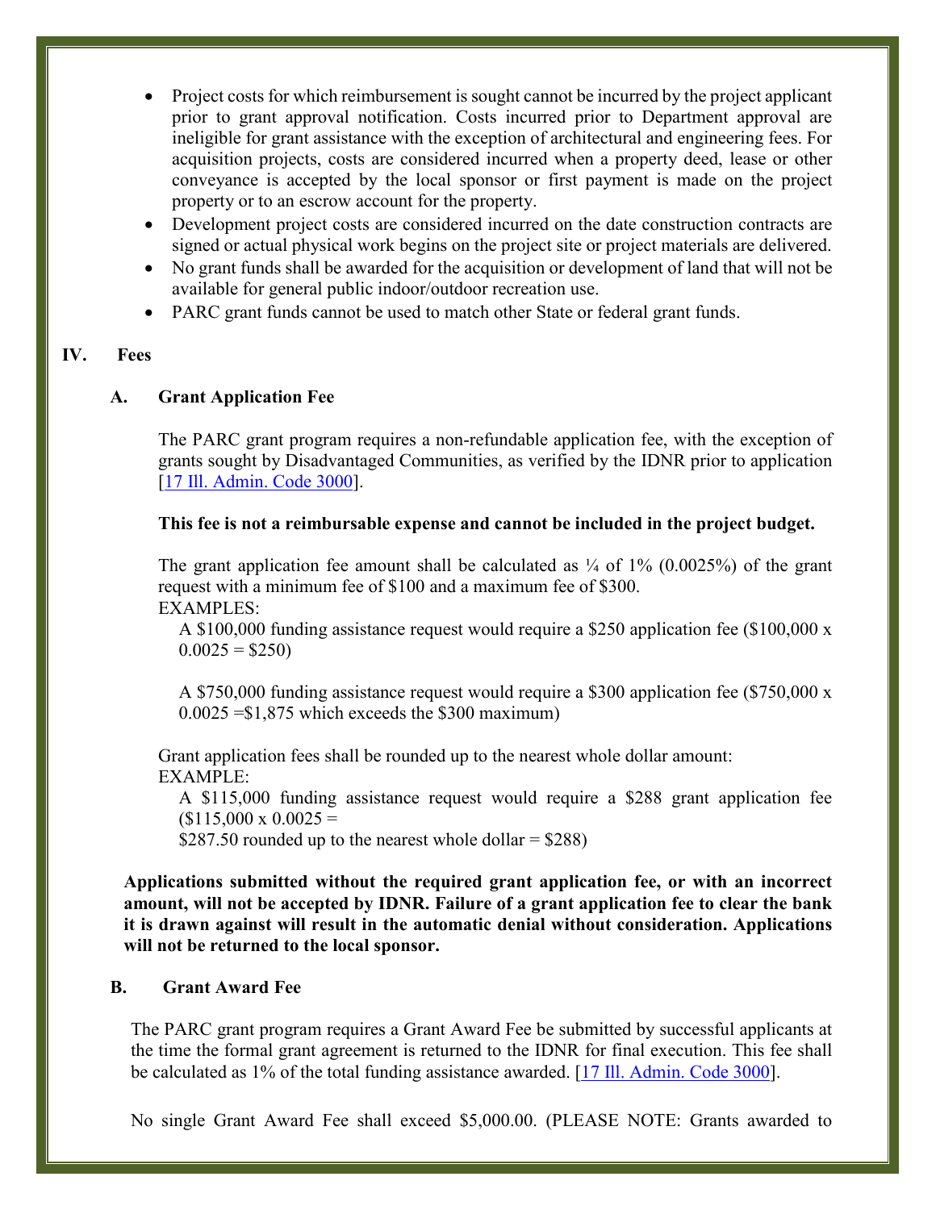- Project costs for which reimbursement is sought cannot be incurred by the project applicant prior to grant approval notification. Costs incurred prior to Department approval are ineligible for grant assistance with the exception of architectural and engineering fees. For acquisition projects, costs are considered incurred when a property deed, lease or other conveyance is accepted by the local sponsor or first payment is made on the project property or to an escrow account for the property.
- Development project costs are considered incurred on the date construction contracts are signed or actual physical work begins on the project site or project materials are delivered.
- No grant funds shall be awarded for the acquisition or development of land that will not be available for general public indoor/outdoor recreation use.
- PARC grant funds cannot be used to match other State or federal grant funds.

## IV. Fees

### A. Grant Application Fee

The PARC grant program requires a non-refundable application fee, with the exception of grants sought by Disadvantaged Communities, as verified by the IDNR prior to application [17 Ill. Admin. Code 3000].

**This fee is not a reimbursable expense and cannot be included in the project budget.**

The grant application fee amount shall be calculated as ¼ of 1% (0.0025%) of the grant request with a minimum fee of $100 and a maximum fee of $300.
EXAMPLES:

A $100,000 funding assistance request would require a $250 application fee ($100,000 x 0.0025 = $250)

A $750,000 funding assistance request would require a $300 application fee ($750,000 x 0.0025 =$1,875 which exceeds the $300 maximum)

Grant application fees shall be rounded up to the nearest whole dollar amount:
EXAMPLE:

A $115,000 funding assistance request would require a $288 grant application fee ($115,000 x 0.0025 =
$287.50 rounded up to the nearest whole dollar = $288)

**Applications submitted without the required grant application fee, or with an incorrect amount, will not be accepted by IDNR. Failure of a grant application fee to clear the bank it is drawn against will result in the automatic denial without consideration. Applications will not be returned to the local sponsor.**

### B. Grant Award Fee

The PARC grant program requires a Grant Award Fee be submitted by successful applicants at the time the formal grant agreement is returned to the IDNR for final execution. This fee shall be calculated as 1% of the total funding assistance awarded. [17 Ill. Admin. Code 3000].

No single Grant Award Fee shall exceed $5,000.00. (PLEASE NOTE: Grants awarded to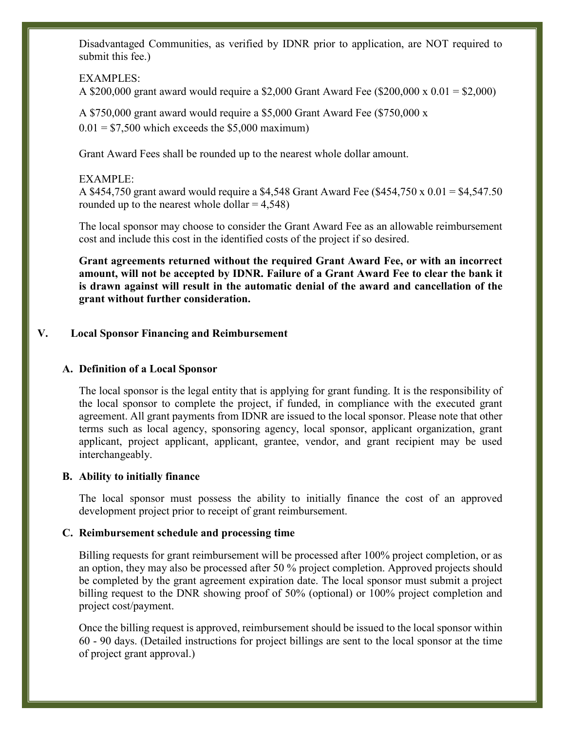Disadvantaged Communities, as verified by IDNR prior to application, are NOT required to submit this fee.)

EXAMPLES:
A $200,000 grant award would require a $2,000 Grant Award Fee ($200,000 x 0.01 = $2,000)

A $750,000 grant award would require a $5,000 Grant Award Fee ($750,000 x 0.01 = $7,500 which exceeds the $5,000 maximum)

Grant Award Fees shall be rounded up to the nearest whole dollar amount.

EXAMPLE:
A $454,750 grant award would require a $4,548 Grant Award Fee ($454,750 x 0.01 = $4,547.50 rounded up to the nearest whole dollar = 4,548)

The local sponsor may choose to consider the Grant Award Fee as an allowable reimbursement cost and include this cost in the identified costs of the project if so desired.

**Grant agreements returned without the required Grant Award Fee, or with an incorrect amount, will not be accepted by IDNR. Failure of a Grant Award Fee to clear the bank it is drawn against will result in the automatic denial of the award and cancellation of the grant without further consideration.**

## V. Local Sponsor Financing and Reimbursement

### A. Definition of a Local Sponsor

The local sponsor is the legal entity that is applying for grant funding. It is the responsibility of the local sponsor to complete the project, if funded, in compliance with the executed grant agreement. All grant payments from IDNR are issued to the local sponsor. Please note that other terms such as local agency, sponsoring agency, local sponsor, applicant organization, grant applicant, project applicant, applicant, grantee, vendor, and grant recipient may be used interchangeably.

### B. Ability to initially finance

The local sponsor must possess the ability to initially finance the cost of an approved development project prior to receipt of grant reimbursement.

### C. Reimbursement schedule and processing time

Billing requests for grant reimbursement will be processed after 100% project completion, or as an option, they may also be processed after 50 % project completion. Approved projects should be completed by the grant agreement expiration date. The local sponsor must submit a project billing request to the DNR showing proof of 50% (optional) or 100% project completion and project cost/payment.

Once the billing request is approved, reimbursement should be issued to the local sponsor within 60 - 90 days. (Detailed instructions for project billings are sent to the local sponsor at the time of project grant approval.)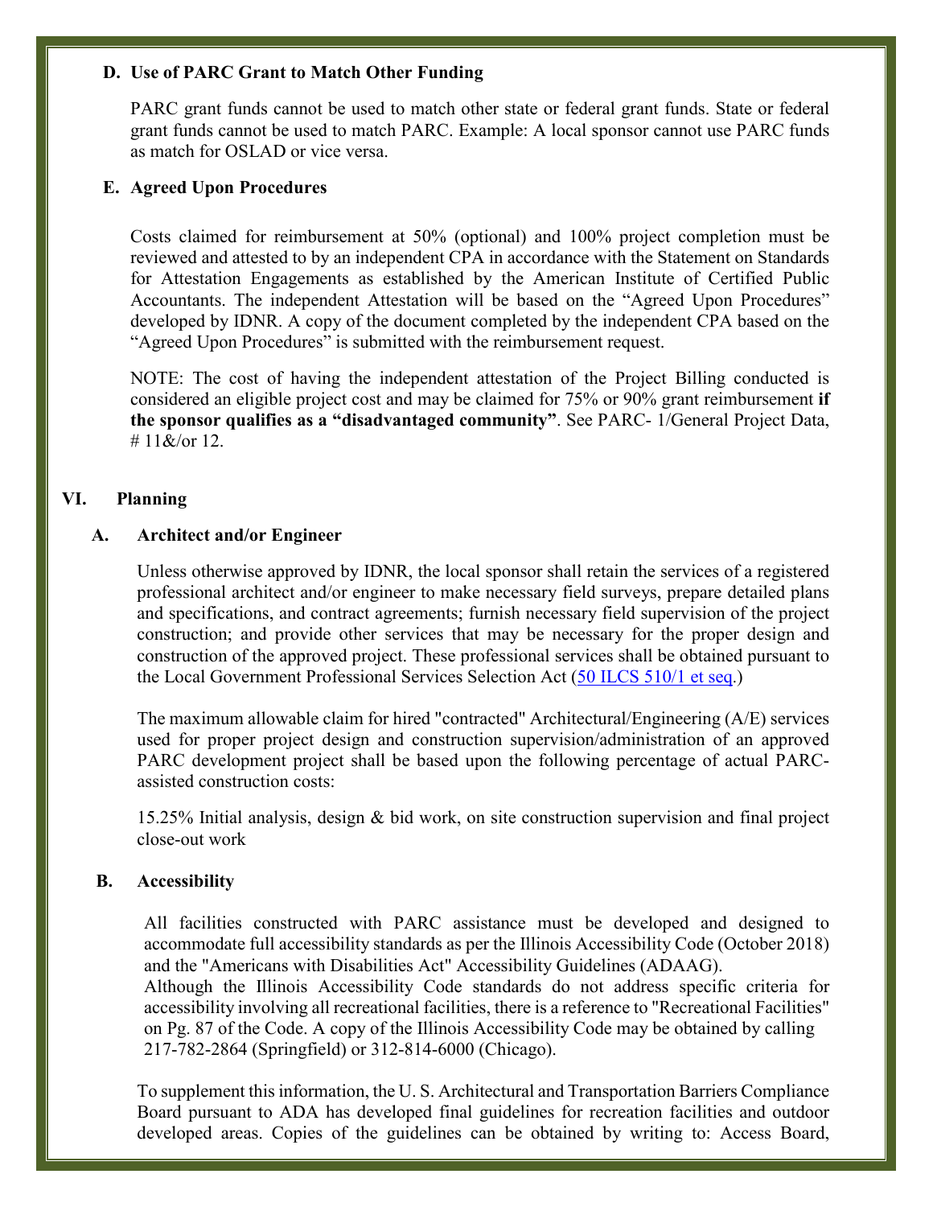### D. Use of PARC Grant to Match Other Funding

PARC grant funds cannot be used to match other state or federal grant funds. State or federal grant funds cannot be used to match PARC. Example: A local sponsor cannot use PARC funds as match for OSLAD or vice versa.

### E. Agreed Upon Procedures

Costs claimed for reimbursement at 50% (optional) and 100% project completion must be reviewed and attested to by an independent CPA in accordance with the Statement on Standards for Attestation Engagements as established by the American Institute of Certified Public Accountants. The independent Attestation will be based on the "Agreed Upon Procedures" developed by IDNR. A copy of the document completed by the independent CPA based on the "Agreed Upon Procedures" is submitted with the reimbursement request.

NOTE: The cost of having the independent attestation of the Project Billing conducted is considered an eligible project cost and may be claimed for 75% or 90% grant reimbursement **if the sponsor qualifies as a "disadvantaged community"**. See PARC- 1/General Project Data, # 11&/or 12.

## VI. Planning

### A. Architect and/or Engineer

Unless otherwise approved by IDNR, the local sponsor shall retain the services of a registered professional architect and/or engineer to make necessary field surveys, prepare detailed plans and specifications, and contract agreements; furnish necessary field supervision of the project construction; and provide other services that may be necessary for the proper design and construction of the approved project. These professional services shall be obtained pursuant to the Local Government Professional Services Selection Act (50 ILCS 510/1 et seq.)

The maximum allowable claim for hired "contracted" Architectural/Engineering (A/E) services used for proper project design and construction supervision/administration of an approved PARC development project shall be based upon the following percentage of actual PARC-assisted construction costs:

15.25% Initial analysis, design & bid work, on site construction supervision and final project close-out work

### B. Accessibility

All facilities constructed with PARC assistance must be developed and designed to accommodate full accessibility standards as per the Illinois Accessibility Code (October 2018) and the "Americans with Disabilities Act" Accessibility Guidelines (ADAAG).
Although the Illinois Accessibility Code standards do not address specific criteria for accessibility involving all recreational facilities, there is a reference to "Recreational Facilities" on Pg. 87 of the Code. A copy of the Illinois Accessibility Code may be obtained by calling 217-782-2864 (Springfield) or 312-814-6000 (Chicago).

To supplement this information, the U. S. Architectural and Transportation Barriers Compliance Board pursuant to ADA has developed final guidelines for recreation facilities and outdoor developed areas. Copies of the guidelines can be obtained by writing to: Access Board,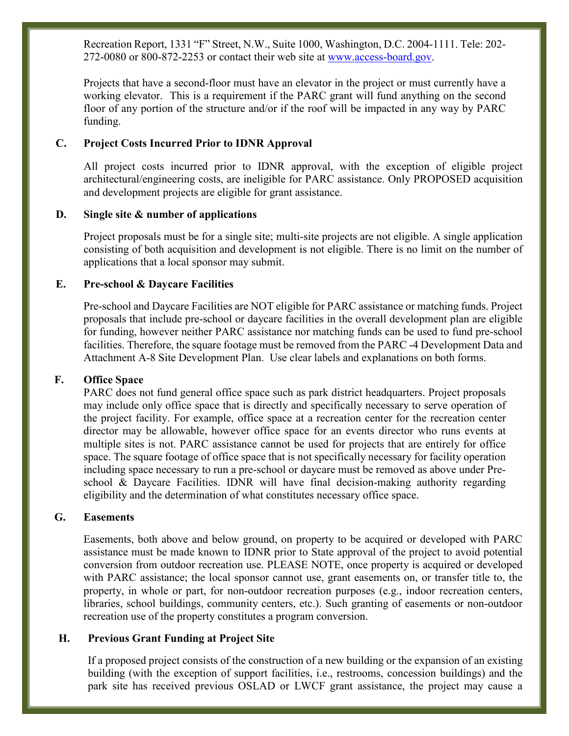Recreation Report, 1331 "F" Street, N.W., Suite 1000, Washington, D.C. 2004-1111. Tele: 202-272-0080 or 800-872-2253 or contact their web site at www.access-board.gov.

Projects that have a second-floor must have an elevator in the project or must currently have a working elevator. This is a requirement if the PARC grant will fund anything on the second floor of any portion of the structure and/or if the roof will be impacted in any way by PARC funding.

### C. Project Costs Incurred Prior to IDNR Approval

All project costs incurred prior to IDNR approval, with the exception of eligible project architectural/engineering costs, are ineligible for PARC assistance. Only PROPOSED acquisition and development projects are eligible for grant assistance.

### D. Single site & number of applications

Project proposals must be for a single site; multi-site projects are not eligible. A single application consisting of both acquisition and development is not eligible. There is no limit on the number of applications that a local sponsor may submit.

### E. Pre-school & Daycare Facilities

Pre-school and Daycare Facilities are NOT eligible for PARC assistance or matching funds. Project proposals that include pre-school or daycare facilities in the overall development plan are eligible for funding, however neither PARC assistance nor matching funds can be used to fund pre-school facilities. Therefore, the square footage must be removed from the PARC -4 Development Data and Attachment A-8 Site Development Plan. Use clear labels and explanations on both forms.

### F. Office Space

PARC does not fund general office space such as park district headquarters. Project proposals may include only office space that is directly and specifically necessary to serve operation of the project facility. For example, office space at a recreation center for the recreation center director may be allowable, however office space for an events director who runs events at multiple sites is not. PARC assistance cannot be used for projects that are entirely for office space. The square footage of office space that is not specifically necessary for facility operation including space necessary to run a pre-school or daycare must be removed as above under Pre-school & Daycare Facilities. IDNR will have final decision-making authority regarding eligibility and the determination of what constitutes necessary office space.

### G. Easements

Easements, both above and below ground, on property to be acquired or developed with PARC assistance must be made known to IDNR prior to State approval of the project to avoid potential conversion from outdoor recreation use. PLEASE NOTE, once property is acquired or developed with PARC assistance; the local sponsor cannot use, grant easements on, or transfer title to, the property, in whole or part, for non-outdoor recreation purposes (e.g., indoor recreation centers, libraries, school buildings, community centers, etc.). Such granting of easements or non-outdoor recreation use of the property constitutes a program conversion.

### H. Previous Grant Funding at Project Site

If a proposed project consists of the construction of a new building or the expansion of an existing building (with the exception of support facilities, i.e., restrooms, concession buildings) and the park site has received previous OSLAD or LWCF grant assistance, the project may cause a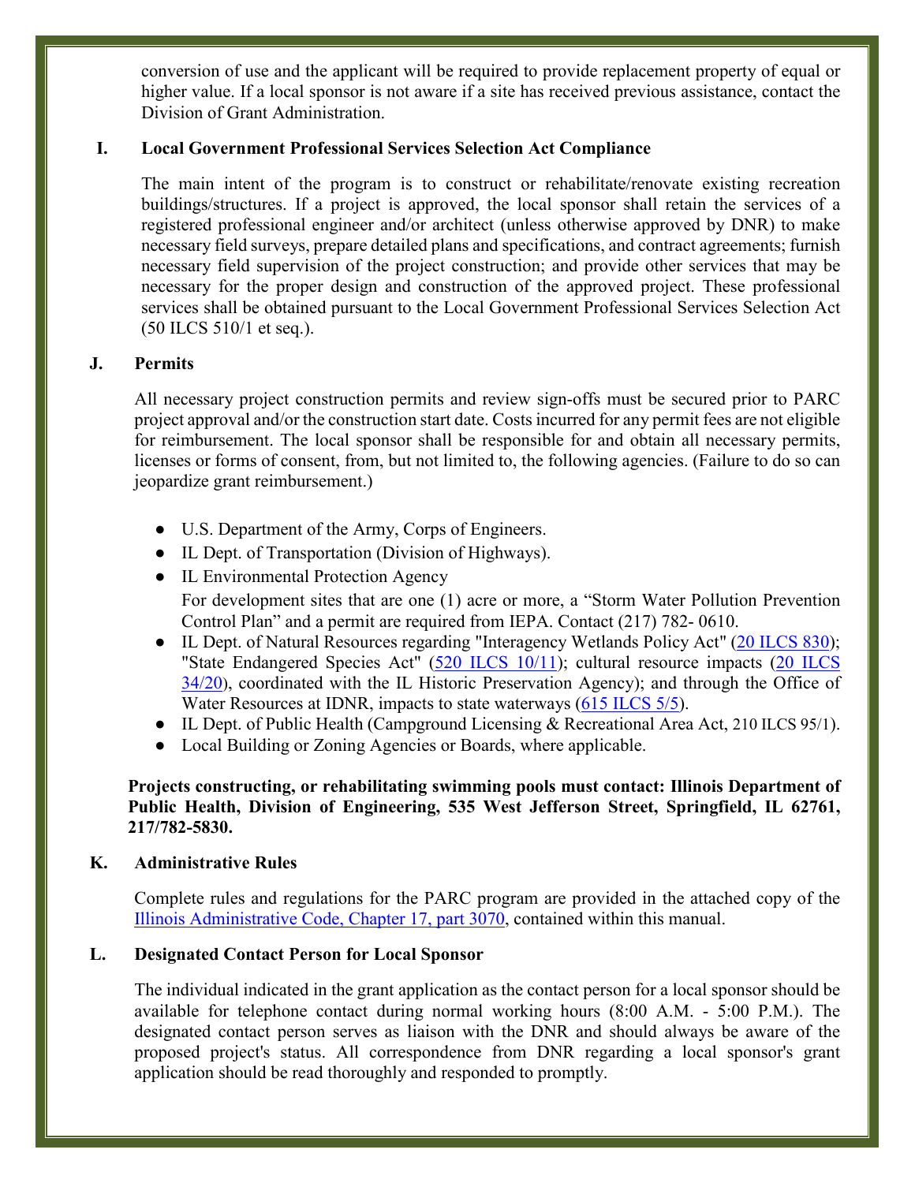conversion of use and the applicant will be required to provide replacement property of equal or higher value. If a local sponsor is not aware if a site has received previous assistance, contact the Division of Grant Administration.

## I. Local Government Professional Services Selection Act Compliance

The main intent of the program is to construct or rehabilitate/renovate existing recreation buildings/structures. If a project is approved, the local sponsor shall retain the services of a registered professional engineer and/or architect (unless otherwise approved by DNR) to make necessary field surveys, prepare detailed plans and specifications, and contract agreements; furnish necessary field supervision of the project construction; and provide other services that may be necessary for the proper design and construction of the approved project. These professional services shall be obtained pursuant to the Local Government Professional Services Selection Act (50 ILCS 510/1 et seq.).

## J. Permits

All necessary project construction permits and review sign-offs must be secured prior to PARC project approval and/or the construction start date. Costs incurred for any permit fees are not eligible for reimbursement. The local sponsor shall be responsible for and obtain all necessary permits, licenses or forms of consent, from, but not limited to, the following agencies. (Failure to do so can jeopardize grant reimbursement.)

- U.S. Department of the Army, Corps of Engineers.
- IL Dept. of Transportation (Division of Highways).
- IL Environmental Protection Agency
  For development sites that are one (1) acre or more, a "Storm Water Pollution Prevention Control Plan" and a permit are required from IEPA. Contact (217) 782- 0610.
- IL Dept. of Natural Resources regarding "Interagency Wetlands Policy Act" (20 ILCS 830); "State Endangered Species Act" (520 ILCS 10/11); cultural resource impacts (20 ILCS 34/20), coordinated with the IL Historic Preservation Agency); and through the Office of Water Resources at IDNR, impacts to state waterways (615 ILCS 5/5).
- IL Dept. of Public Health (Campground Licensing & Recreational Area Act, 210 ILCS 95/1).
- Local Building or Zoning Agencies or Boards, where applicable.

**Projects constructing, or rehabilitating swimming pools must contact: Illinois Department of Public Health, Division of Engineering, 535 West Jefferson Street, Springfield, IL 62761, 217/782-5830.**

## K. Administrative Rules

Complete rules and regulations for the PARC program are provided in the attached copy of the Illinois Administrative Code, Chapter 17, part 3070, contained within this manual.

## L. Designated Contact Person for Local Sponsor

The individual indicated in the grant application as the contact person for a local sponsor should be available for telephone contact during normal working hours (8:00 A.M. - 5:00 P.M.). The designated contact person serves as liaison with the DNR and should always be aware of the proposed project's status. All correspondence from DNR regarding a local sponsor's grant application should be read thoroughly and responded to promptly.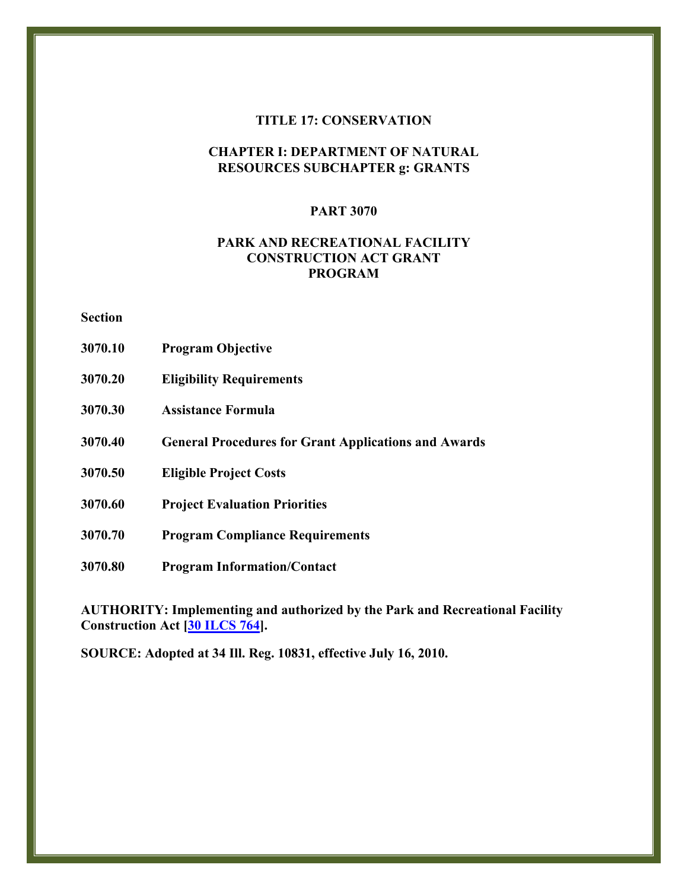**TITLE 17: CONSERVATION**

**CHAPTER I: DEPARTMENT OF NATURAL RESOURCES SUBCHAPTER g: GRANTS**

**PART 3070**

# PARK AND RECREATIONAL FACILITY CONSTRUCTION ACT GRANT PROGRAM

**Section**

| | |
|---|---|
| **3070.10** | **Program Objective** |
| **3070.20** | **Eligibility Requirements** |
| **3070.30** | **Assistance Formula** |
| **3070.40** | **General Procedures for Grant Applications and Awards** |
| **3070.50** | **Eligible Project Costs** |
| **3070.60** | **Project Evaluation Priorities** |
| **3070.70** | **Program Compliance Requirements** |
| **3070.80** | **Program Information/Contact** |

**AUTHORITY: Implementing and authorized by the Park and Recreational Facility Construction Act [30 ILCS 764].**

**SOURCE: Adopted at 34 Ill. Reg. 10831, effective July 16, 2010.**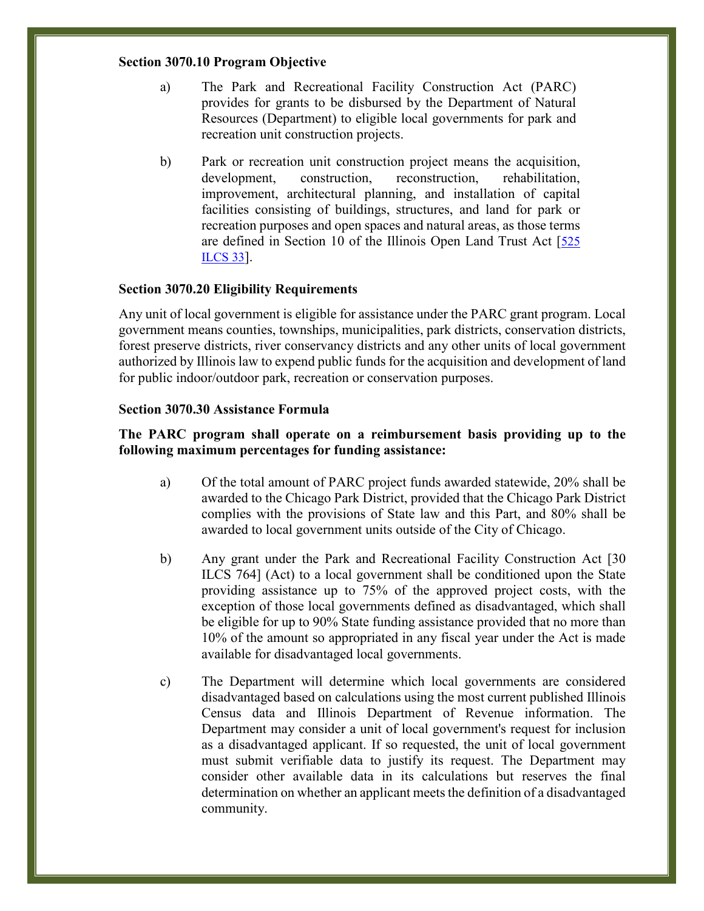**Section 3070.10 Program Objective**

a) The Park and Recreational Facility Construction Act (PARC) provides for grants to be disbursed by the Department of Natural Resources (Department) to eligible local governments for park and recreation unit construction projects.

b) Park or recreation unit construction project means the acquisition, development, construction, reconstruction, rehabilitation, improvement, architectural planning, and installation of capital facilities consisting of buildings, structures, and land for park or recreation purposes and open spaces and natural areas, as those terms are defined in Section 10 of the Illinois Open Land Trust Act [525 ILCS 33].

**Section 3070.20 Eligibility Requirements**

Any unit of local government is eligible for assistance under the PARC grant program. Local government means counties, townships, municipalities, park districts, conservation districts, forest preserve districts, river conservancy districts and any other units of local government authorized by Illinois law to expend public funds for the acquisition and development of land for public indoor/outdoor park, recreation or conservation purposes.

**Section 3070.30 Assistance Formula**

**The PARC program shall operate on a reimbursement basis providing up to the following maximum percentages for funding assistance:**

a) Of the total amount of PARC project funds awarded statewide, 20% shall be awarded to the Chicago Park District, provided that the Chicago Park District complies with the provisions of State law and this Part, and 80% shall be awarded to local government units outside of the City of Chicago.

b) Any grant under the Park and Recreational Facility Construction Act [30 ILCS 764] (Act) to a local government shall be conditioned upon the State providing assistance up to 75% of the approved project costs, with the exception of those local governments defined as disadvantaged, which shall be eligible for up to 90% State funding assistance provided that no more than 10% of the amount so appropriated in any fiscal year under the Act is made available for disadvantaged local governments.

c) The Department will determine which local governments are considered disadvantaged based on calculations using the most current published Illinois Census data and Illinois Department of Revenue information. The Department may consider a unit of local government's request for inclusion as a disadvantaged applicant. If so requested, the unit of local government must submit verifiable data to justify its request. The Department may consider other available data in its calculations but reserves the final determination on whether an applicant meets the definition of a disadvantaged community.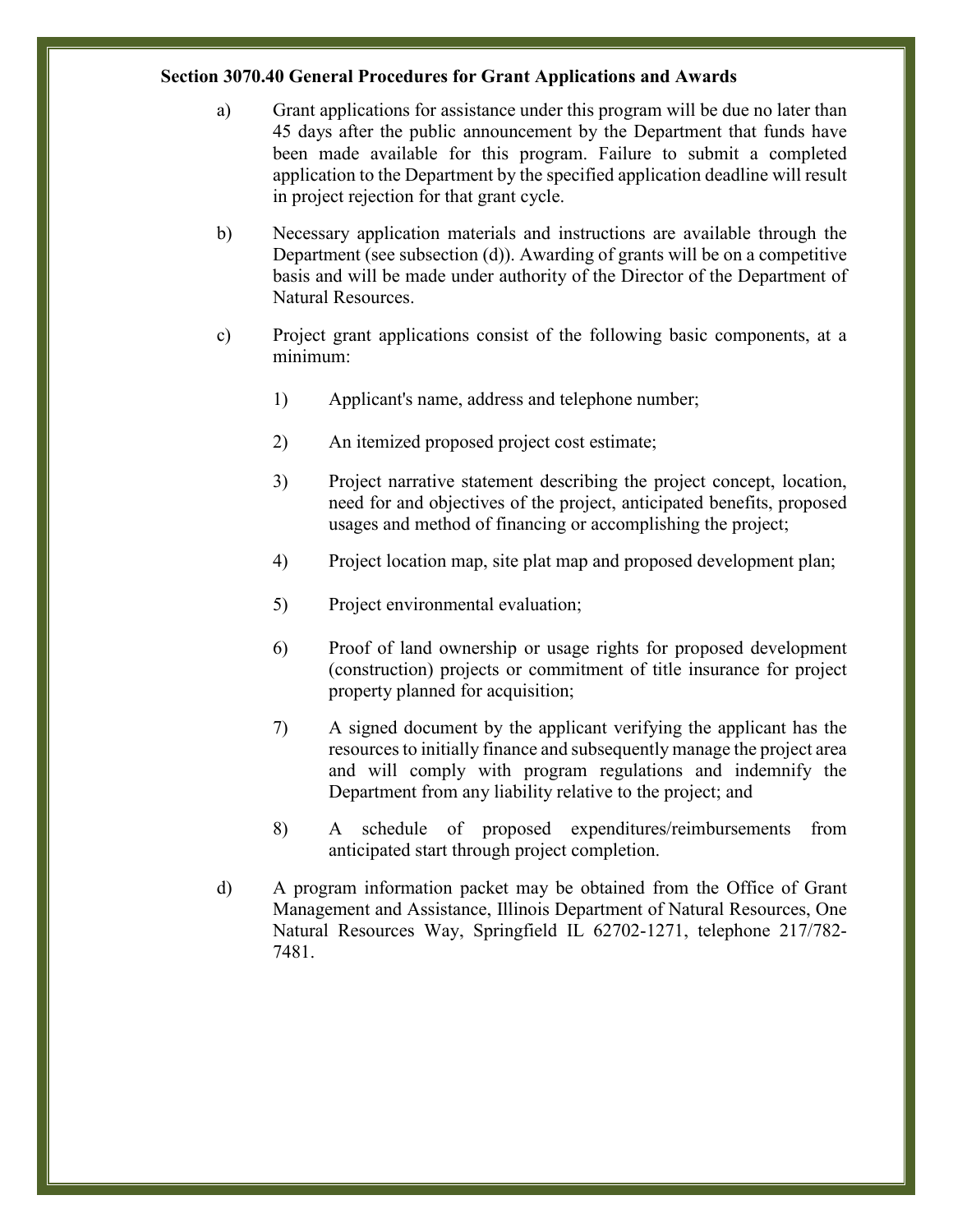**Section 3070.40 General Procedures for Grant Applications and Awards**

a) Grant applications for assistance under this program will be due no later than 45 days after the public announcement by the Department that funds have been made available for this program. Failure to submit a completed application to the Department by the specified application deadline will result in project rejection for that grant cycle.

b) Necessary application materials and instructions are available through the Department (see subsection (d)). Awarding of grants will be on a competitive basis and will be made under authority of the Director of the Department of Natural Resources.

c) Project grant applications consist of the following basic components, at a minimum:

1) Applicant's name, address and telephone number;

2) An itemized proposed project cost estimate;

3) Project narrative statement describing the project concept, location, need for and objectives of the project, anticipated benefits, proposed usages and method of financing or accomplishing the project;

4) Project location map, site plat map and proposed development plan;

5) Project environmental evaluation;

6) Proof of land ownership or usage rights for proposed development (construction) projects or commitment of title insurance for project property planned for acquisition;

7) A signed document by the applicant verifying the applicant has the resources to initially finance and subsequently manage the project area and will comply with program regulations and indemnify the Department from any liability relative to the project; and

8) A schedule of proposed expenditures/reimbursements from anticipated start through project completion.

d) A program information packet may be obtained from the Office of Grant Management and Assistance, Illinois Department of Natural Resources, One Natural Resources Way, Springfield IL 62702-1271, telephone 217/782-7481.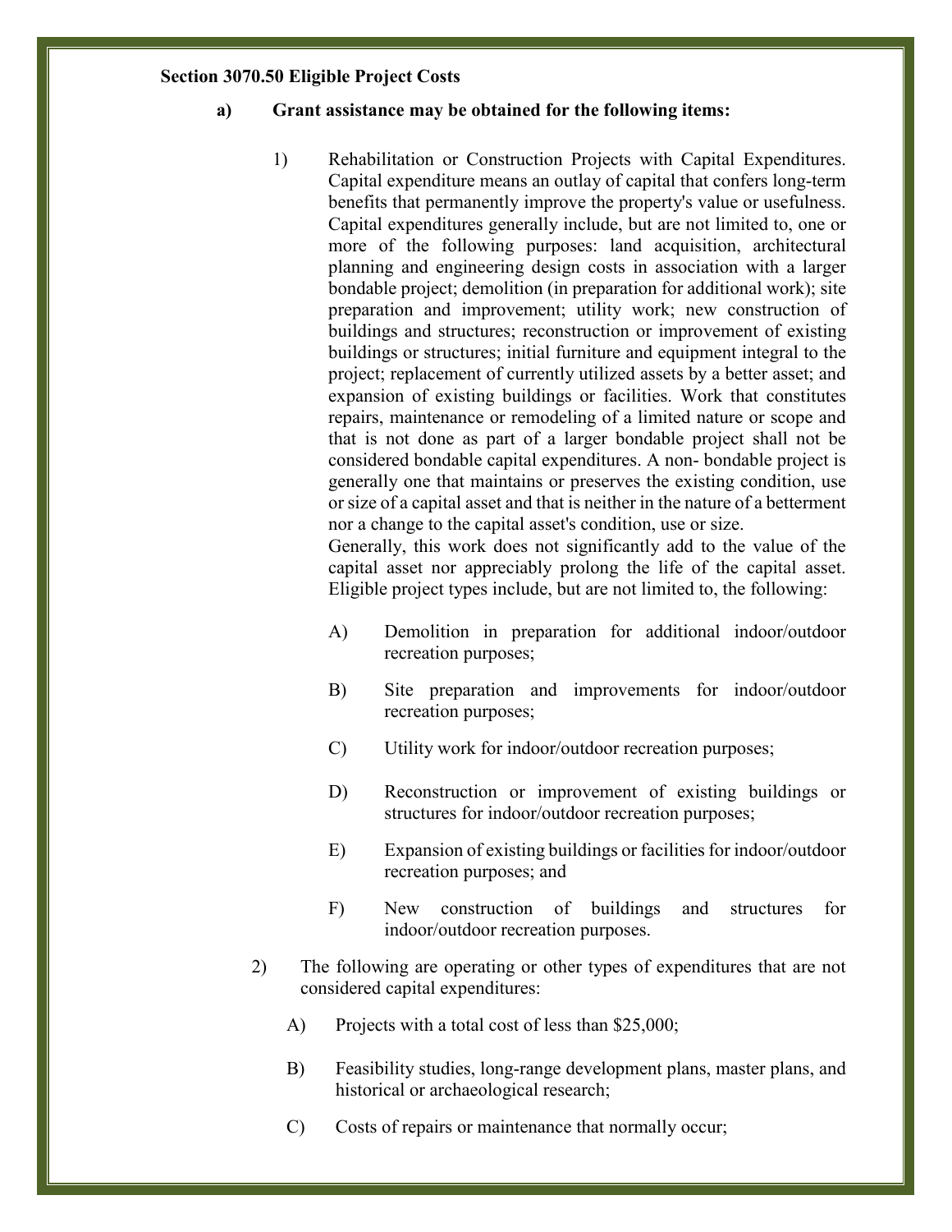**Section 3070.50 Eligible Project Costs**

**a) Grant assistance may be obtained for the following items:**

1) Rehabilitation or Construction Projects with Capital Expenditures. Capital expenditure means an outlay of capital that confers long-term benefits that permanently improve the property's value or usefulness. Capital expenditures generally include, but are not limited to, one or more of the following purposes: land acquisition, architectural planning and engineering design costs in association with a larger bondable project; demolition (in preparation for additional work); site preparation and improvement; utility work; new construction of buildings and structures; reconstruction or improvement of existing buildings or structures; initial furniture and equipment integral to the project; replacement of currently utilized assets by a better asset; and expansion of existing buildings or facilities. Work that constitutes repairs, maintenance or remodeling of a limited nature or scope and that is not done as part of a larger bondable project shall not be considered bondable capital expenditures. A non- bondable project is generally one that maintains or preserves the existing condition, use or size of a capital asset and that is neither in the nature of a betterment nor a change to the capital asset's condition, use or size.
Generally, this work does not significantly add to the value of the capital asset nor appreciably prolong the life of the capital asset. Eligible project types include, but are not limited to, the following:

   A) Demolition in preparation for additional indoor/outdoor recreation purposes;

   B) Site preparation and improvements for indoor/outdoor recreation purposes;

   C) Utility work for indoor/outdoor recreation purposes;

   D) Reconstruction or improvement of existing buildings or structures for indoor/outdoor recreation purposes;

   E) Expansion of existing buildings or facilities for indoor/outdoor recreation purposes; and

   F) New construction of buildings and structures for indoor/outdoor recreation purposes.

2) The following are operating or other types of expenditures that are not considered capital expenditures:

   A) Projects with a total cost of less than $25,000;

   B) Feasibility studies, long-range development plans, master plans, and historical or archaeological research;

   C) Costs of repairs or maintenance that normally occur;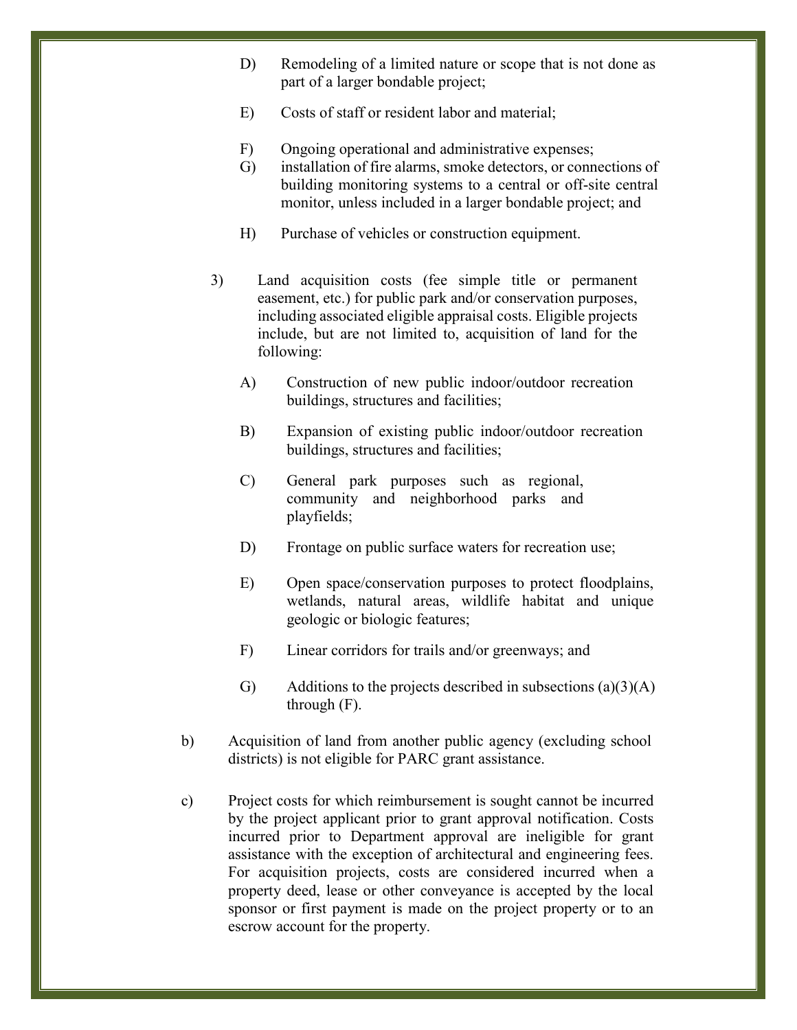D) Remodeling of a limited nature or scope that is not done as part of a larger bondable project;

E) Costs of staff or resident labor and material;

F) Ongoing operational and administrative expenses;

G) installation of fire alarms, smoke detectors, or connections of building monitoring systems to a central or off-site central monitor, unless included in a larger bondable project; and

H) Purchase of vehicles or construction equipment.

3) Land acquisition costs (fee simple title or permanent easement, etc.) for public park and/or conservation purposes, including associated eligible appraisal costs. Eligible projects include, but are not limited to, acquisition of land for the following:

A) Construction of new public indoor/outdoor recreation buildings, structures and facilities;

B) Expansion of existing public indoor/outdoor recreation buildings, structures and facilities;

C) General park purposes such as regional, community and neighborhood parks and playfields;

D) Frontage on public surface waters for recreation use;

E) Open space/conservation purposes to protect floodplains, wetlands, natural areas, wildlife habitat and unique geologic or biologic features;

F) Linear corridors for trails and/or greenways; and

G) Additions to the projects described in subsections (a)(3)(A) through (F).

b) Acquisition of land from another public agency (excluding school districts) is not eligible for PARC grant assistance.

c) Project costs for which reimbursement is sought cannot be incurred by the project applicant prior to grant approval notification. Costs incurred prior to Department approval are ineligible for grant assistance with the exception of architectural and engineering fees. For acquisition projects, costs are considered incurred when a property deed, lease or other conveyance is accepted by the local sponsor or first payment is made on the project property or to an escrow account for the property.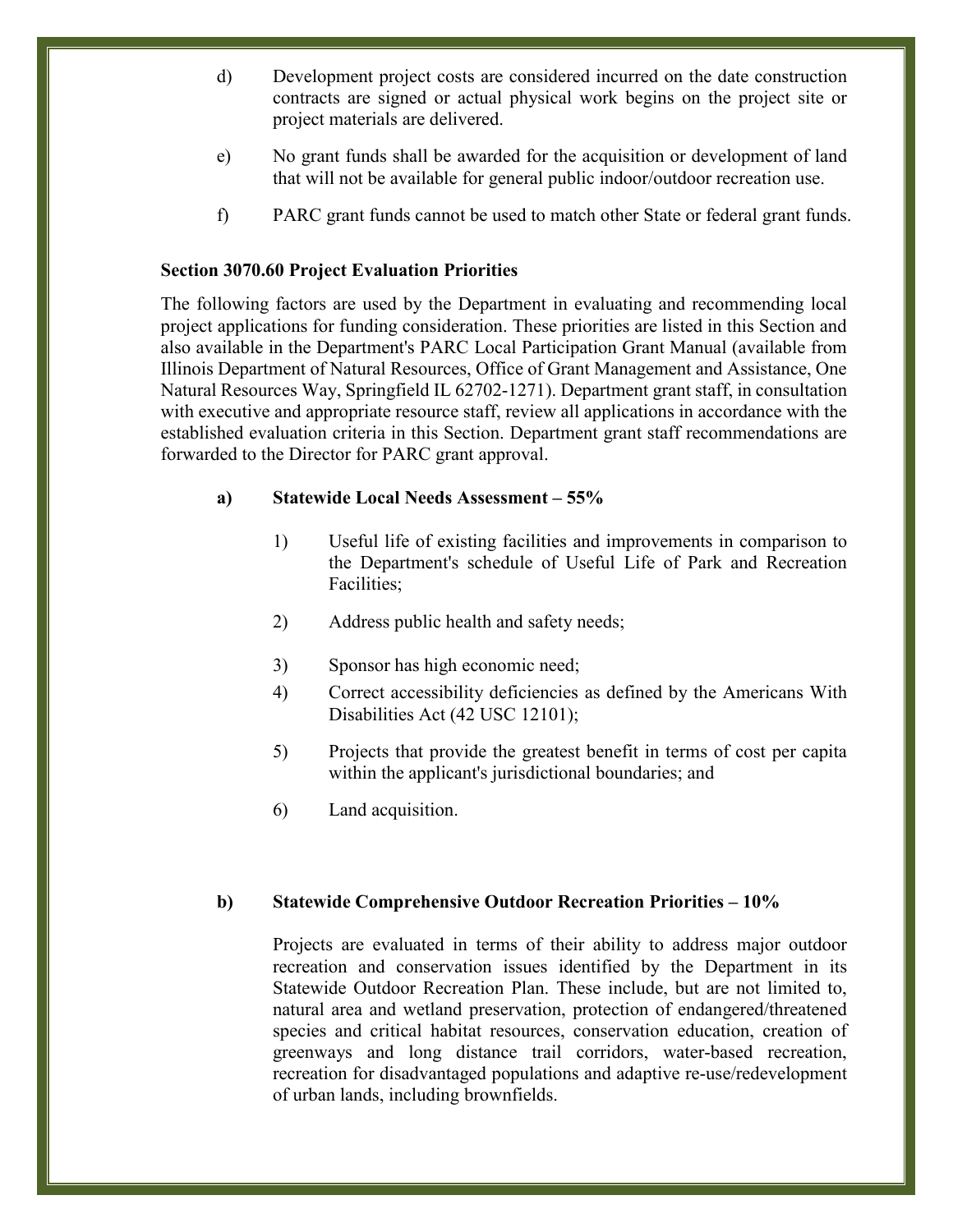d) Development project costs are considered incurred on the date construction contracts are signed or actual physical work begins on the project site or project materials are delivered.

e) No grant funds shall be awarded for the acquisition or development of land that will not be available for general public indoor/outdoor recreation use.

f) PARC grant funds cannot be used to match other State or federal grant funds.

**Section 3070.60 Project Evaluation Priorities**

The following factors are used by the Department in evaluating and recommending local project applications for funding consideration. These priorities are listed in this Section and also available in the Department's PARC Local Participation Grant Manual (available from Illinois Department of Natural Resources, Office of Grant Management and Assistance, One Natural Resources Way, Springfield IL 62702-1271). Department grant staff, in consultation with executive and appropriate resource staff, review all applications in accordance with the established evaluation criteria in this Section. Department grant staff recommendations are forwarded to the Director for PARC grant approval.

**a) Statewide Local Needs Assessment – 55%**

1) Useful life of existing facilities and improvements in comparison to the Department's schedule of Useful Life of Park and Recreation Facilities;

2) Address public health and safety needs;

3) Sponsor has high economic need;

4) Correct accessibility deficiencies as defined by the Americans With Disabilities Act (42 USC 12101);

5) Projects that provide the greatest benefit in terms of cost per capita within the applicant's jurisdictional boundaries; and

6) Land acquisition.

**b) Statewide Comprehensive Outdoor Recreation Priorities – 10%**

Projects are evaluated in terms of their ability to address major outdoor recreation and conservation issues identified by the Department in its Statewide Outdoor Recreation Plan. These include, but are not limited to, natural area and wetland preservation, protection of endangered/threatened species and critical habitat resources, conservation education, creation of greenways and long distance trail corridors, water-based recreation, recreation for disadvantaged populations and adaptive re-use/redevelopment of urban lands, including brownfields.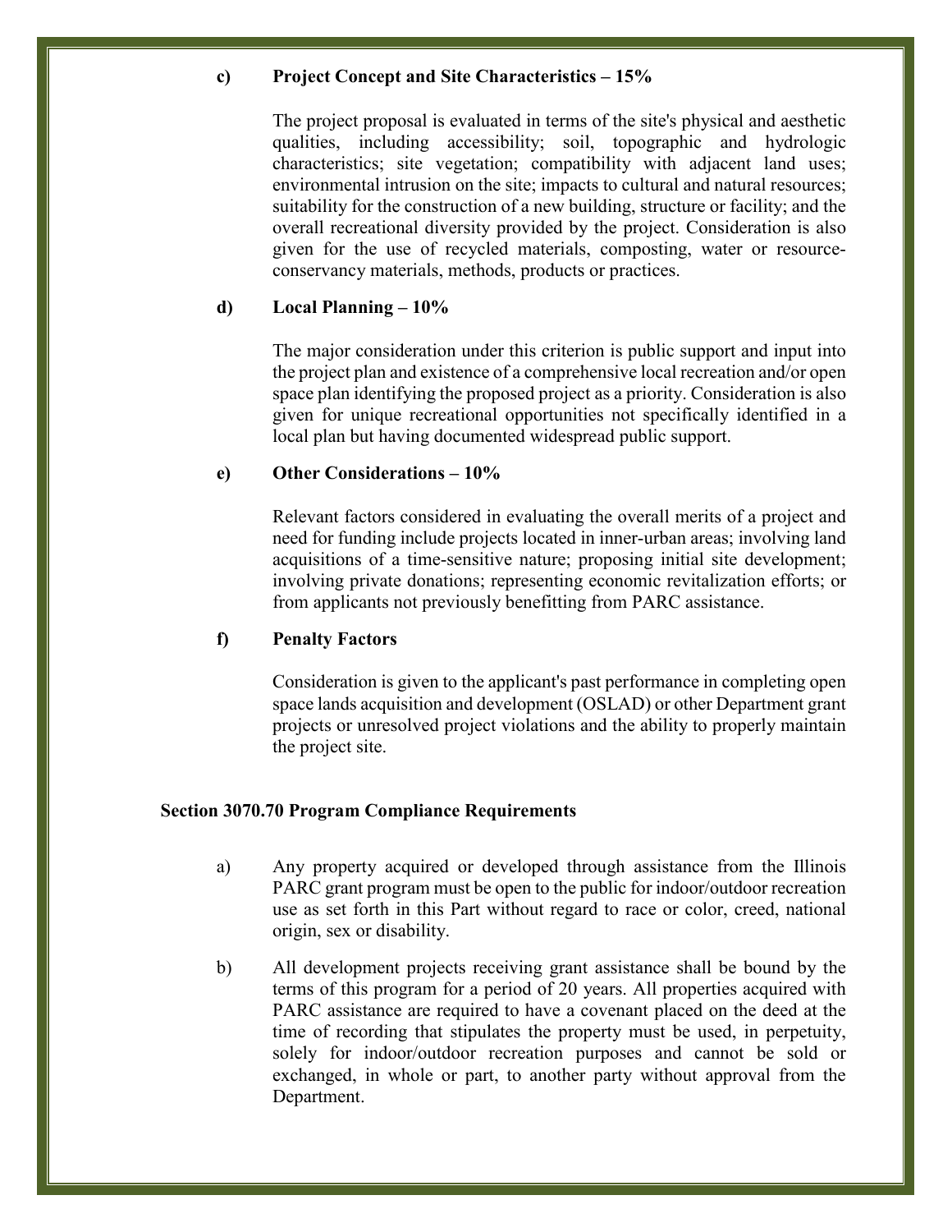**c) Project Concept and Site Characteristics – 15%**

The project proposal is evaluated in terms of the site's physical and aesthetic qualities, including accessibility; soil, topographic and hydrologic characteristics; site vegetation; compatibility with adjacent land uses; environmental intrusion on the site; impacts to cultural and natural resources; suitability for the construction of a new building, structure or facility; and the overall recreational diversity provided by the project. Consideration is also given for the use of recycled materials, composting, water or resource-conservancy materials, methods, products or practices.

**d) Local Planning – 10%**

The major consideration under this criterion is public support and input into the project plan and existence of a comprehensive local recreation and/or open space plan identifying the proposed project as a priority. Consideration is also given for unique recreational opportunities not specifically identified in a local plan but having documented widespread public support.

**e) Other Considerations – 10%**

Relevant factors considered in evaluating the overall merits of a project and need for funding include projects located in inner-urban areas; involving land acquisitions of a time-sensitive nature; proposing initial site development; involving private donations; representing economic revitalization efforts; or from applicants not previously benefitting from PARC assistance.

**f) Penalty Factors**

Consideration is given to the applicant's past performance in completing open space lands acquisition and development (OSLAD) or other Department grant projects or unresolved project violations and the ability to properly maintain the project site.

## Section 3070.70 Program Compliance Requirements

a) Any property acquired or developed through assistance from the Illinois PARC grant program must be open to the public for indoor/outdoor recreation use as set forth in this Part without regard to race or color, creed, national origin, sex or disability.

b) All development projects receiving grant assistance shall be bound by the terms of this program for a period of 20 years. All properties acquired with PARC assistance are required to have a covenant placed on the deed at the time of recording that stipulates the property must be used, in perpetuity, solely for indoor/outdoor recreation purposes and cannot be sold or exchanged, in whole or part, to another party without approval from the Department.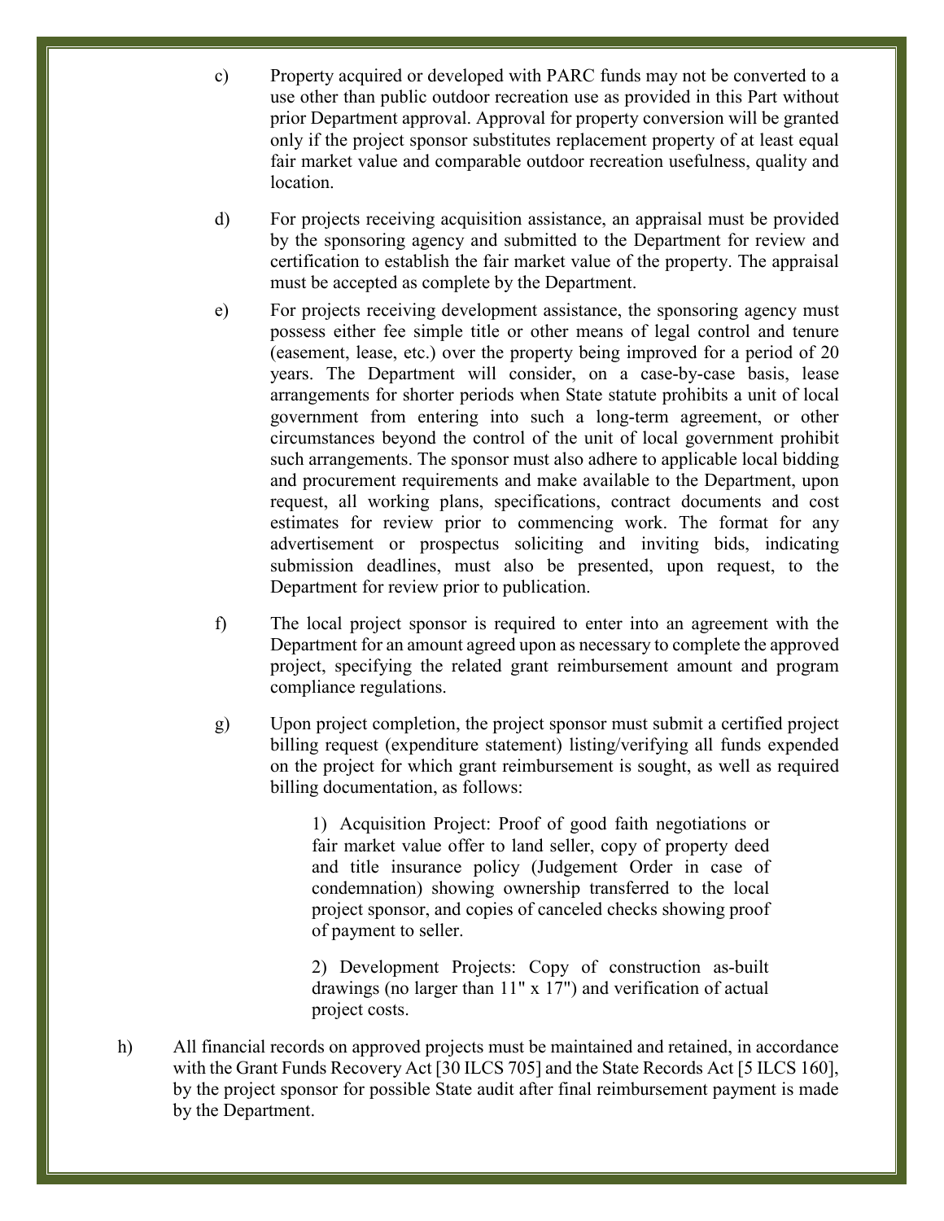c) Property acquired or developed with PARC funds may not be converted to a use other than public outdoor recreation use as provided in this Part without prior Department approval. Approval for property conversion will be granted only if the project sponsor substitutes replacement property of at least equal fair market value and comparable outdoor recreation usefulness, quality and location.

d) For projects receiving acquisition assistance, an appraisal must be provided by the sponsoring agency and submitted to the Department for review and certification to establish the fair market value of the property. The appraisal must be accepted as complete by the Department.

e) For projects receiving development assistance, the sponsoring agency must possess either fee simple title or other means of legal control and tenure (easement, lease, etc.) over the property being improved for a period of 20 years. The Department will consider, on a case-by-case basis, lease arrangements for shorter periods when State statute prohibits a unit of local government from entering into such a long-term agreement, or other circumstances beyond the control of the unit of local government prohibit such arrangements. The sponsor must also adhere to applicable local bidding and procurement requirements and make available to the Department, upon request, all working plans, specifications, contract documents and cost estimates for review prior to commencing work. The format for any advertisement or prospectus soliciting and inviting bids, indicating submission deadlines, must also be presented, upon request, to the Department for review prior to publication.

f) The local project sponsor is required to enter into an agreement with the Department for an amount agreed upon as necessary to complete the approved project, specifying the related grant reimbursement amount and program compliance regulations.

g) Upon project completion, the project sponsor must submit a certified project billing request (expenditure statement) listing/verifying all funds expended on the project for which grant reimbursement is sought, as well as required billing documentation, as follows:

   1) Acquisition Project: Proof of good faith negotiations or fair market value offer to land seller, copy of property deed and title insurance policy (Judgement Order in case of condemnation) showing ownership transferred to the local project sponsor, and copies of canceled checks showing proof of payment to seller.

   2) Development Projects: Copy of construction as-built drawings (no larger than 11" x 17") and verification of actual project costs.

h) All financial records on approved projects must be maintained and retained, in accordance with the Grant Funds Recovery Act [30 ILCS 705] and the State Records Act [5 ILCS 160], by the project sponsor for possible State audit after final reimbursement payment is made by the Department.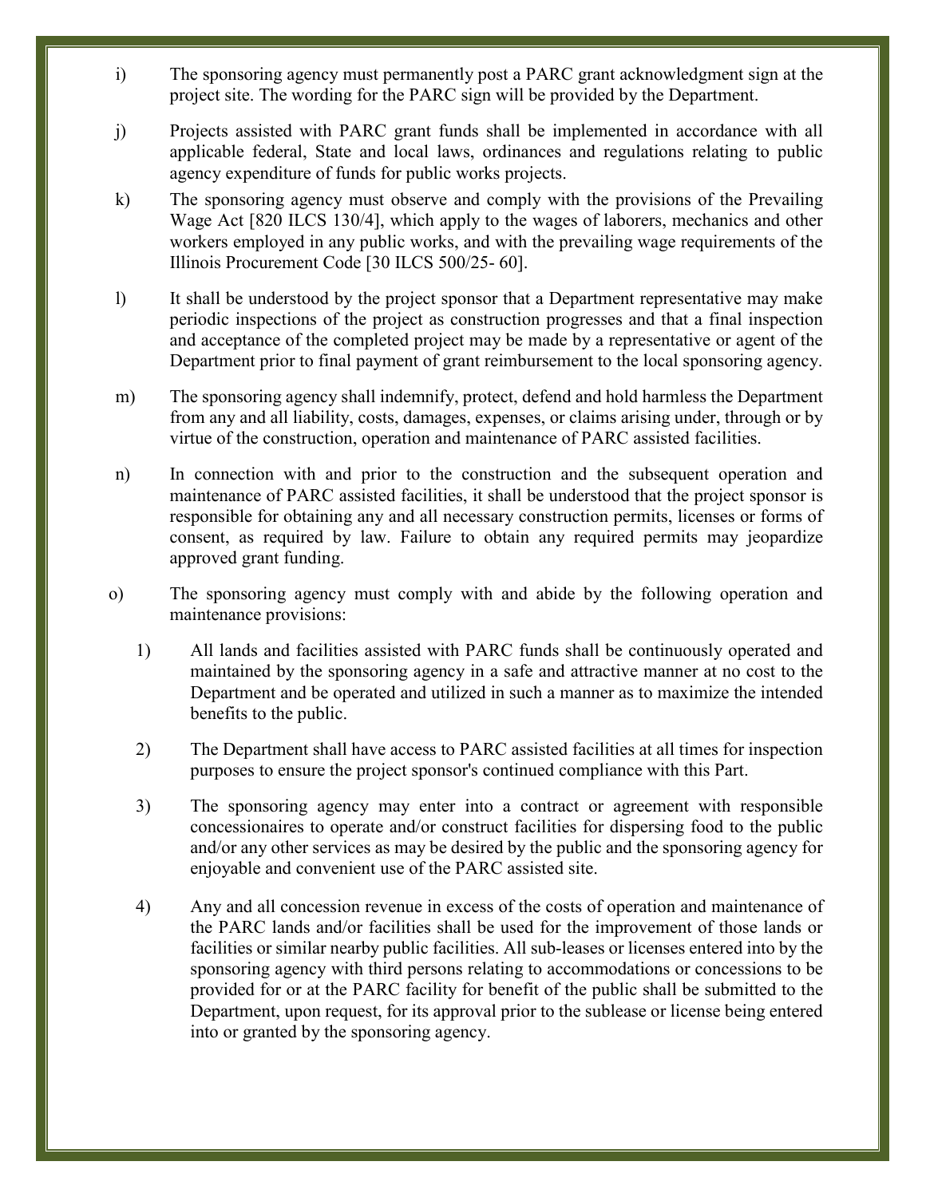i) The sponsoring agency must permanently post a PARC grant acknowledgment sign at the project site. The wording for the PARC sign will be provided by the Department.

j) Projects assisted with PARC grant funds shall be implemented in accordance with all applicable federal, State and local laws, ordinances and regulations relating to public agency expenditure of funds for public works projects.

k) The sponsoring agency must observe and comply with the provisions of the Prevailing Wage Act [820 ILCS 130/4], which apply to the wages of laborers, mechanics and other workers employed in any public works, and with the prevailing wage requirements of the Illinois Procurement Code [30 ILCS 500/25- 60].

l) It shall be understood by the project sponsor that a Department representative may make periodic inspections of the project as construction progresses and that a final inspection and acceptance of the completed project may be made by a representative or agent of the Department prior to final payment of grant reimbursement to the local sponsoring agency.

m) The sponsoring agency shall indemnify, protect, defend and hold harmless the Department from any and all liability, costs, damages, expenses, or claims arising under, through or by virtue of the construction, operation and maintenance of PARC assisted facilities.

n) In connection with and prior to the construction and the subsequent operation and maintenance of PARC assisted facilities, it shall be understood that the project sponsor is responsible for obtaining any and all necessary construction permits, licenses or forms of consent, as required by law. Failure to obtain any required permits may jeopardize approved grant funding.

o) The sponsoring agency must comply with and abide by the following operation and maintenance provisions:

   1) All lands and facilities assisted with PARC funds shall be continuously operated and maintained by the sponsoring agency in a safe and attractive manner at no cost to the Department and be operated and utilized in such a manner as to maximize the intended benefits to the public.

   2) The Department shall have access to PARC assisted facilities at all times for inspection purposes to ensure the project sponsor's continued compliance with this Part.

   3) The sponsoring agency may enter into a contract or agreement with responsible concessionaires to operate and/or construct facilities for dispersing food to the public and/or any other services as may be desired by the public and the sponsoring agency for enjoyable and convenient use of the PARC assisted site.

   4) Any and all concession revenue in excess of the costs of operation and maintenance of the PARC lands and/or facilities shall be used for the improvement of those lands or facilities or similar nearby public facilities. All sub-leases or licenses entered into by the sponsoring agency with third persons relating to accommodations or concessions to be provided for or at the PARC facility for benefit of the public shall be submitted to the Department, upon request, for its approval prior to the sublease or license being entered into or granted by the sponsoring agency.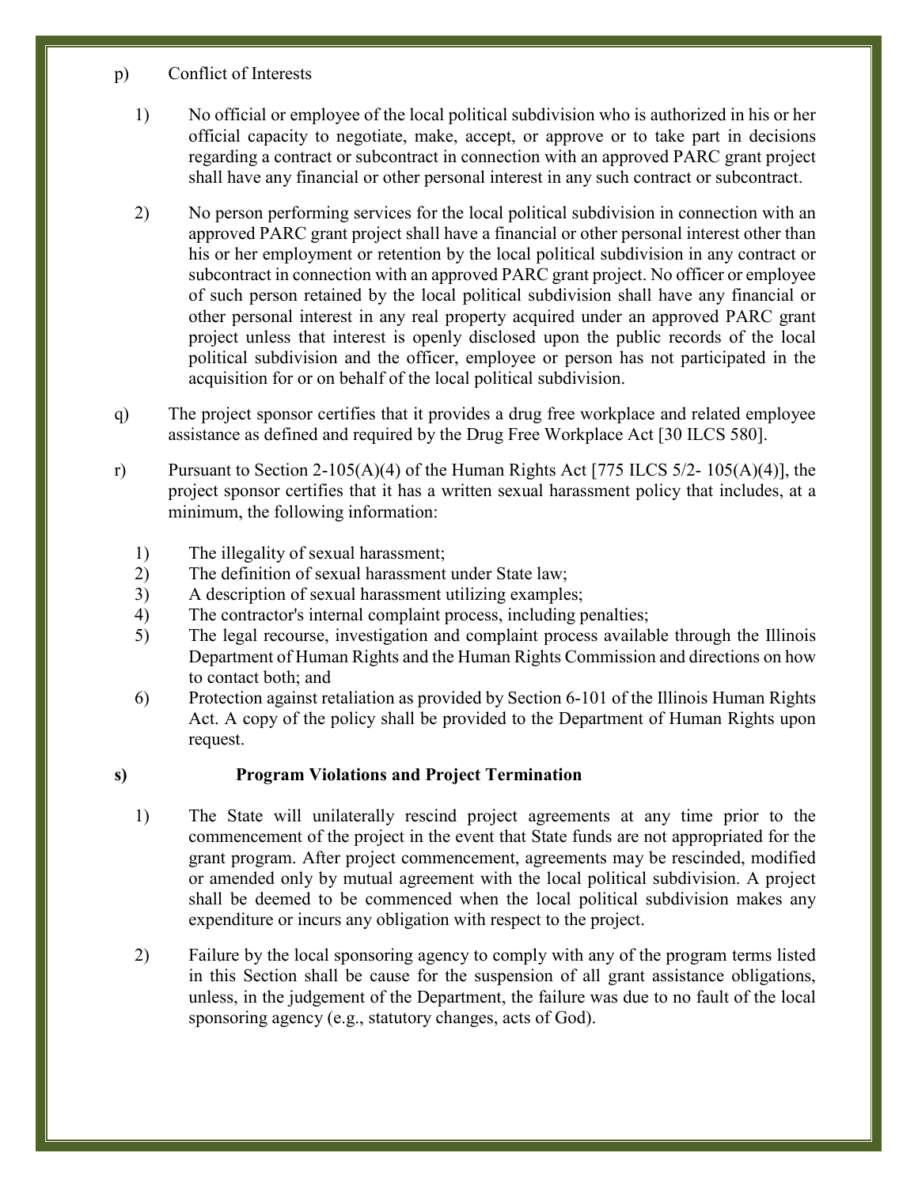p) Conflict of Interests

1) No official or employee of the local political subdivision who is authorized in his or her official capacity to negotiate, make, accept, or approve or to take part in decisions regarding a contract or subcontract in connection with an approved PARC grant project shall have any financial or other personal interest in any such contract or subcontract.

2) No person performing services for the local political subdivision in connection with an approved PARC grant project shall have a financial or other personal interest other than his or her employment or retention by the local political subdivision in any contract or subcontract in connection with an approved PARC grant project. No officer or employee of such person retained by the local political subdivision shall have any financial or other personal interest in any real property acquired under an approved PARC grant project unless that interest is openly disclosed upon the public records of the local political subdivision and the officer, employee or person has not participated in the acquisition for or on behalf of the local political subdivision.

q) The project sponsor certifies that it provides a drug free workplace and related employee assistance as defined and required by the Drug Free Workplace Act [30 ILCS 580].

r) Pursuant to Section 2-105(A)(4) of the Human Rights Act [775 ILCS 5/2- 105(A)(4)], the project sponsor certifies that it has a written sexual harassment policy that includes, at a minimum, the following information:

1) The illegality of sexual harassment;
2) The definition of sexual harassment under State law;
3) A description of sexual harassment utilizing examples;
4) The contractor's internal complaint process, including penalties;
5) The legal recourse, investigation and complaint process available through the Illinois Department of Human Rights and the Human Rights Commission and directions on how to contact both; and
6) Protection against retaliation as provided by Section 6-101 of the Illinois Human Rights Act. A copy of the policy shall be provided to the Department of Human Rights upon request.

**s) Program Violations and Project Termination**

1) The State will unilaterally rescind project agreements at any time prior to the commencement of the project in the event that State funds are not appropriated for the grant program. After project commencement, agreements may be rescinded, modified or amended only by mutual agreement with the local political subdivision. A project shall be deemed to be commenced when the local political subdivision makes any expenditure or incurs any obligation with respect to the project.

2) Failure by the local sponsoring agency to comply with any of the program terms listed in this Section shall be cause for the suspension of all grant assistance obligations, unless, in the judgement of the Department, the failure was due to no fault of the local sponsoring agency (e.g., statutory changes, acts of God).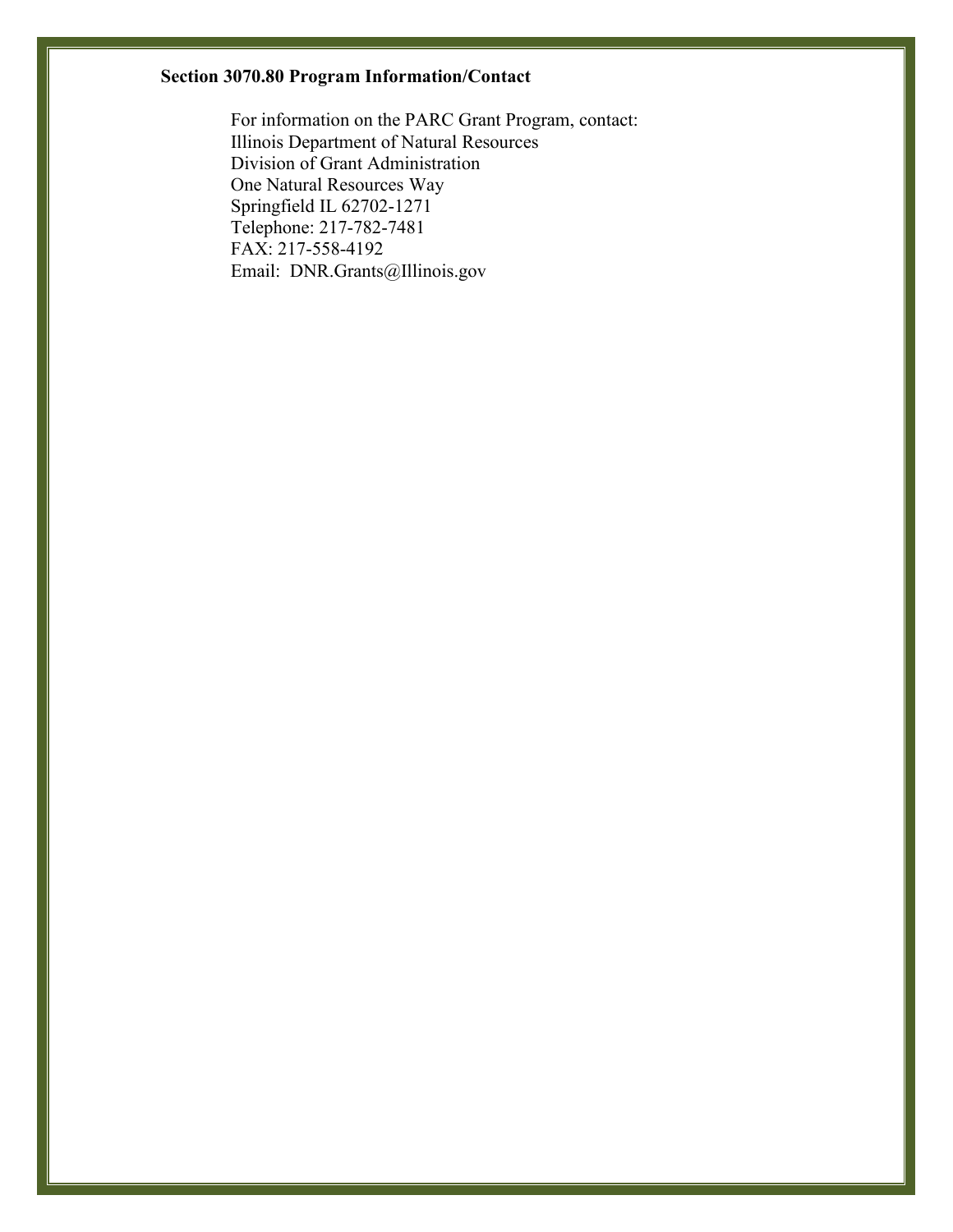**Section 3070.80 Program Information/Contact**

For information on the PARC Grant Program, contact:
Illinois Department of Natural Resources
Division of Grant Administration
One Natural Resources Way
Springfield IL 62702-1271
Telephone: 217-782-7481
FAX: 217-558-4192
Email: DNR.Grants@Illinois.gov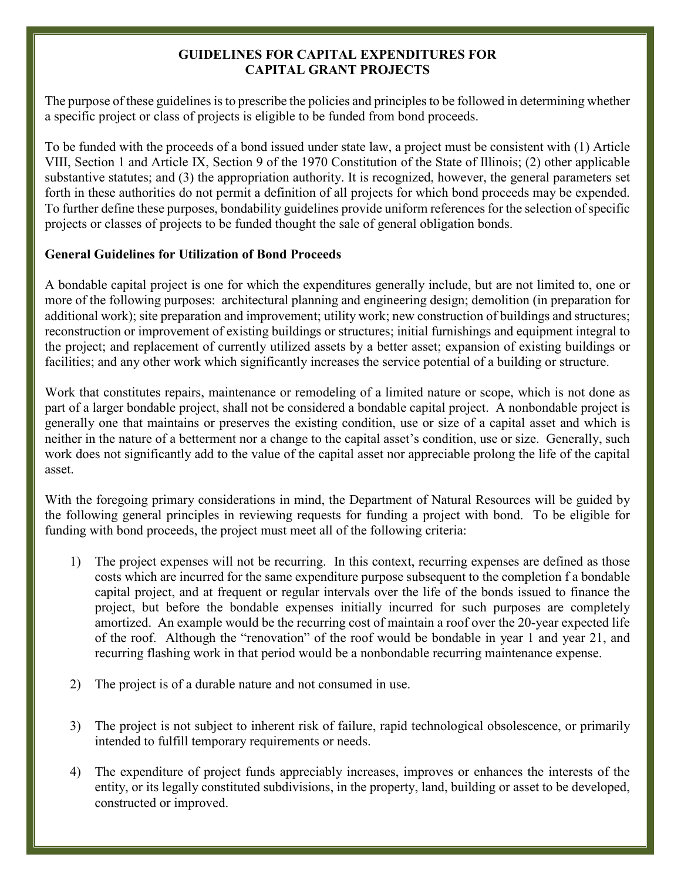## GUIDELINES FOR CAPITAL EXPENDITURES FOR CAPITAL GRANT PROJECTS

The purpose of these guidelines is to prescribe the policies and principles to be followed in determining whether a specific project or class of projects is eligible to be funded from bond proceeds.

To be funded with the proceeds of a bond issued under state law, a project must be consistent with (1) Article VIII, Section 1 and Article IX, Section 9 of the 1970 Constitution of the State of Illinois; (2) other applicable substantive statutes; and (3) the appropriation authority. It is recognized, however, the general parameters set forth in these authorities do not permit a definition of all projects for which bond proceeds may be expended. To further define these purposes, bondability guidelines provide uniform references for the selection of specific projects or classes of projects to be funded thought the sale of general obligation bonds.

### General Guidelines for Utilization of Bond Proceeds

A bondable capital project is one for which the expenditures generally include, but are not limited to, one or more of the following purposes: architectural planning and engineering design; demolition (in preparation for additional work); site preparation and improvement; utility work; new construction of buildings and structures; reconstruction or improvement of existing buildings or structures; initial furnishings and equipment integral to the project; and replacement of currently utilized assets by a better asset; expansion of existing buildings or facilities; and any other work which significantly increases the service potential of a building or structure.

Work that constitutes repairs, maintenance or remodeling of a limited nature or scope, which is not done as part of a larger bondable project, shall not be considered a bondable capital project. A nonbondable project is generally one that maintains or preserves the existing condition, use or size of a capital asset and which is neither in the nature of a betterment nor a change to the capital asset's condition, use or size. Generally, such work does not significantly add to the value of the capital asset nor appreciable prolong the life of the capital asset.

With the foregoing primary considerations in mind, the Department of Natural Resources will be guided by the following general principles in reviewing requests for funding a project with bond. To be eligible for funding with bond proceeds, the project must meet all of the following criteria:

1) The project expenses will not be recurring. In this context, recurring expenses are defined as those costs which are incurred for the same expenditure purpose subsequent to the completion f a bondable capital project, and at frequent or regular intervals over the life of the bonds issued to finance the project, but before the bondable expenses initially incurred for such purposes are completely amortized. An example would be the recurring cost of maintain a roof over the 20-year expected life of the roof. Although the "renovation" of the roof would be bondable in year 1 and year 21, and recurring flashing work in that period would be a nonbondable recurring maintenance expense.

2) The project is of a durable nature and not consumed in use.

3) The project is not subject to inherent risk of failure, rapid technological obsolescence, or primarily intended to fulfill temporary requirements or needs.

4) The expenditure of project funds appreciably increases, improves or enhances the interests of the entity, or its legally constituted subdivisions, in the property, land, building or asset to be developed, constructed or improved.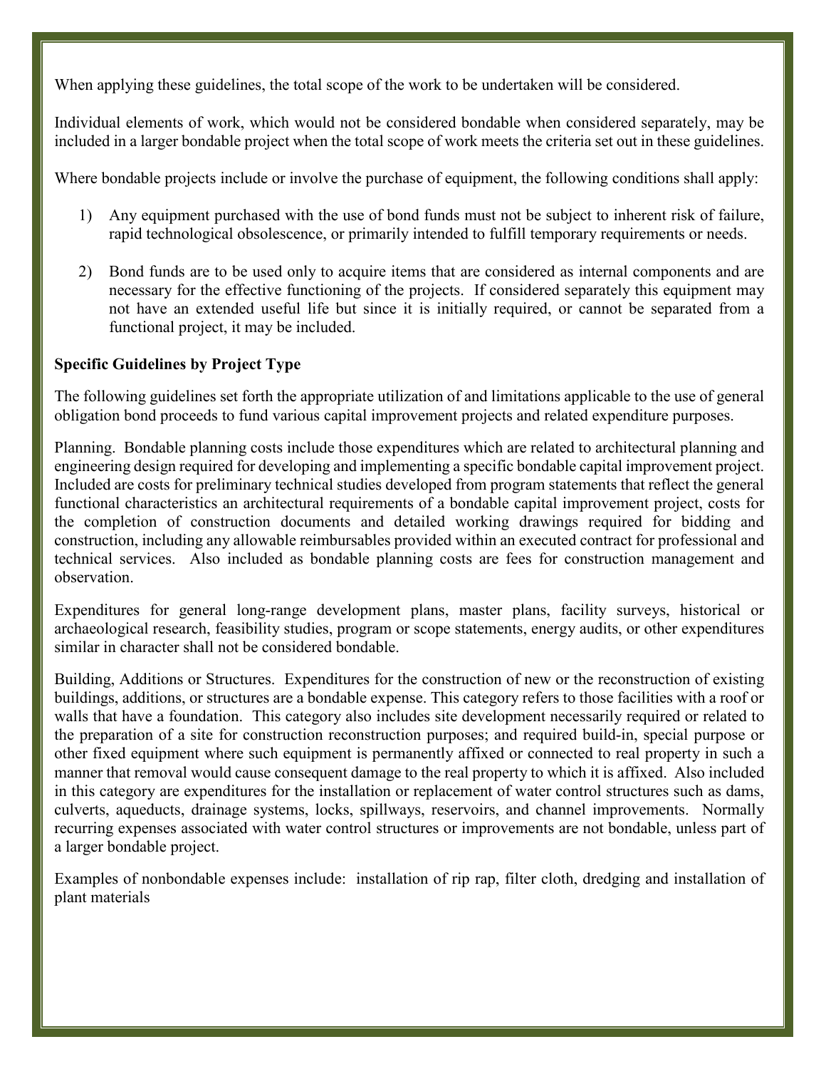When applying these guidelines, the total scope of the work to be undertaken will be considered.

Individual elements of work, which would not be considered bondable when considered separately, may be included in a larger bondable project when the total scope of work meets the criteria set out in these guidelines.

Where bondable projects include or involve the purchase of equipment, the following conditions shall apply:

1) Any equipment purchased with the use of bond funds must not be subject to inherent risk of failure, rapid technological obsolescence, or primarily intended to fulfill temporary requirements or needs.

2) Bond funds are to be used only to acquire items that are considered as internal components and are necessary for the effective functioning of the projects. If considered separately this equipment may not have an extended useful life but since it is initially required, or cannot be separated from a functional project, it may be included.

**Specific Guidelines by Project Type**

The following guidelines set forth the appropriate utilization of and limitations applicable to the use of general obligation bond proceeds to fund various capital improvement projects and related expenditure purposes.

Planning. Bondable planning costs include those expenditures which are related to architectural planning and engineering design required for developing and implementing a specific bondable capital improvement project. Included are costs for preliminary technical studies developed from program statements that reflect the general functional characteristics an architectural requirements of a bondable capital improvement project, costs for the completion of construction documents and detailed working drawings required for bidding and construction, including any allowable reimbursables provided within an executed contract for professional and technical services. Also included as bondable planning costs are fees for construction management and observation.

Expenditures for general long-range development plans, master plans, facility surveys, historical or archaeological research, feasibility studies, program or scope statements, energy audits, or other expenditures similar in character shall not be considered bondable.

Building, Additions or Structures. Expenditures for the construction of new or the reconstruction of existing buildings, additions, or structures are a bondable expense. This category refers to those facilities with a roof or walls that have a foundation. This category also includes site development necessarily required or related to the preparation of a site for construction reconstruction purposes; and required build-in, special purpose or other fixed equipment where such equipment is permanently affixed or connected to real property in such a manner that removal would cause consequent damage to the real property to which it is affixed. Also included in this category are expenditures for the installation or replacement of water control structures such as dams, culverts, aqueducts, drainage systems, locks, spillways, reservoirs, and channel improvements. Normally recurring expenses associated with water control structures or improvements are not bondable, unless part of a larger bondable project.

Examples of nonbondable expenses include: installation of rip rap, filter cloth, dredging and installation of plant materials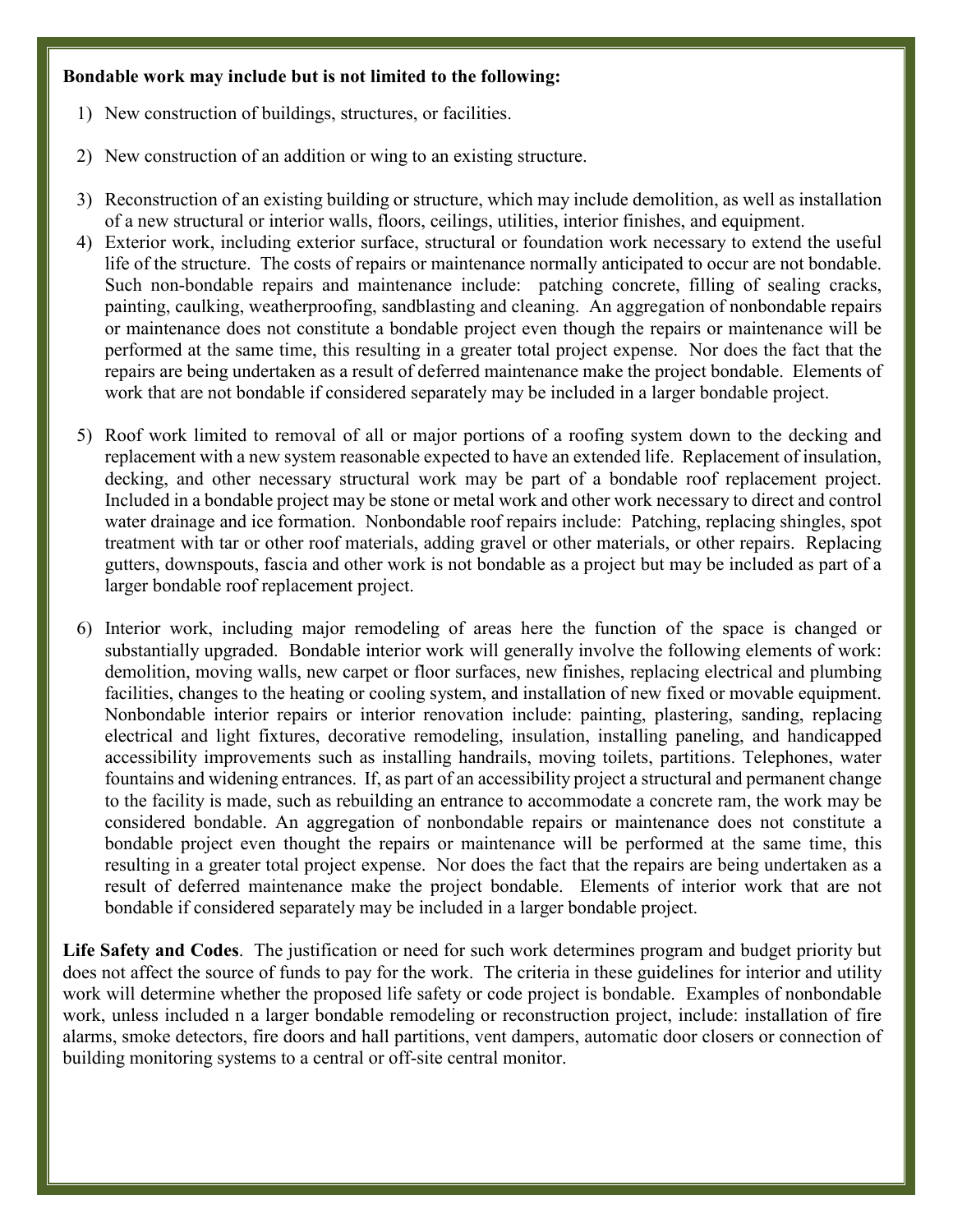**Bondable work may include but is not limited to the following:**

1) New construction of buildings, structures, or facilities.

2) New construction of an addition or wing to an existing structure.

3) Reconstruction of an existing building or structure, which may include demolition, as well as installation of a new structural or interior walls, floors, ceilings, utilities, interior finishes, and equipment.

4) Exterior work, including exterior surface, structural or foundation work necessary to extend the useful life of the structure. The costs of repairs or maintenance normally anticipated to occur are not bondable. Such non-bondable repairs and maintenance include: patching concrete, filling of sealing cracks, painting, caulking, weatherproofing, sandblasting and cleaning. An aggregation of nonbondable repairs or maintenance does not constitute a bondable project even though the repairs or maintenance will be performed at the same time, this resulting in a greater total project expense. Nor does the fact that the repairs are being undertaken as a result of deferred maintenance make the project bondable. Elements of work that are not bondable if considered separately may be included in a larger bondable project.

5) Roof work limited to removal of all or major portions of a roofing system down to the decking and replacement with a new system reasonable expected to have an extended life. Replacement of insulation, decking, and other necessary structural work may be part of a bondable roof replacement project. Included in a bondable project may be stone or metal work and other work necessary to direct and control water drainage and ice formation. Nonbondable roof repairs include: Patching, replacing shingles, spot treatment with tar or other roof materials, adding gravel or other materials, or other repairs. Replacing gutters, downspouts, fascia and other work is not bondable as a project but may be included as part of a larger bondable roof replacement project.

6) Interior work, including major remodeling of areas here the function of the space is changed or substantially upgraded. Bondable interior work will generally involve the following elements of work: demolition, moving walls, new carpet or floor surfaces, new finishes, replacing electrical and plumbing facilities, changes to the heating or cooling system, and installation of new fixed or movable equipment. Nonbondable interior repairs or interior renovation include: painting, plastering, sanding, replacing electrical and light fixtures, decorative remodeling, insulation, installing paneling, and handicapped accessibility improvements such as installing handrails, moving toilets, partitions. Telephones, water fountains and widening entrances. If, as part of an accessibility project a structural and permanent change to the facility is made, such as rebuilding an entrance to accommodate a concrete ram, the work may be considered bondable. An aggregation of nonbondable repairs or maintenance does not constitute a bondable project even thought the repairs or maintenance will be performed at the same time, this resulting in a greater total project expense. Nor does the fact that the repairs are being undertaken as a result of deferred maintenance make the project bondable. Elements of interior work that are not bondable if considered separately may be included in a larger bondable project.

**Life Safety and Codes**. The justification or need for such work determines program and budget priority but does not affect the source of funds to pay for the work. The criteria in these guidelines for interior and utility work will determine whether the proposed life safety or code project is bondable. Examples of nonbondable work, unless included n a larger bondable remodeling or reconstruction project, include: installation of fire alarms, smoke detectors, fire doors and hall partitions, vent dampers, automatic door closers or connection of building monitoring systems to a central or off-site central monitor.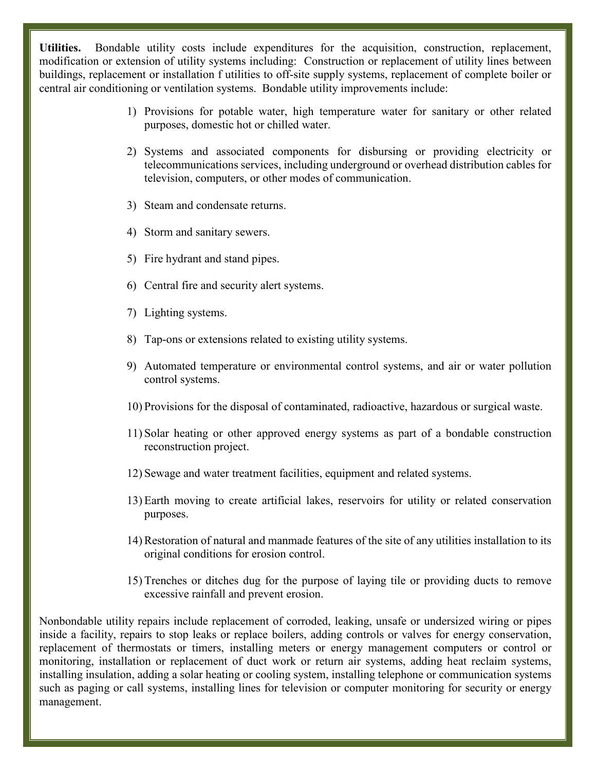**Utilities.** Bondable utility costs include expenditures for the acquisition, construction, replacement, modification or extension of utility systems including: Construction or replacement of utility lines between buildings, replacement or installation f utilities to off-site supply systems, replacement of complete boiler or central air conditioning or ventilation systems. Bondable utility improvements include:

1) Provisions for potable water, high temperature water for sanitary or other related purposes, domestic hot or chilled water.
2) Systems and associated components for disbursing or providing electricity or telecommunications services, including underground or overhead distribution cables for television, computers, or other modes of communication.
3) Steam and condensate returns.
4) Storm and sanitary sewers.
5) Fire hydrant and stand pipes.
6) Central fire and security alert systems.
7) Lighting systems.
8) Tap-ons or extensions related to existing utility systems.
9) Automated temperature or environmental control systems, and air or water pollution control systems.
10) Provisions for the disposal of contaminated, radioactive, hazardous or surgical waste.
11) Solar heating or other approved energy systems as part of a bondable construction reconstruction project.
12) Sewage and water treatment facilities, equipment and related systems.
13) Earth moving to create artificial lakes, reservoirs for utility or related conservation purposes.
14) Restoration of natural and manmade features of the site of any utilities installation to its original conditions for erosion control.
15) Trenches or ditches dug for the purpose of laying tile or providing ducts to remove excessive rainfall and prevent erosion.

Nonbondable utility repairs include replacement of corroded, leaking, unsafe or undersized wiring or pipes inside a facility, repairs to stop leaks or replace boilers, adding controls or valves for energy conservation, replacement of thermostats or timers, installing meters or energy management computers or control or monitoring, installation or replacement of duct work or return air systems, adding heat reclaim systems, installing insulation, adding a solar heating or cooling system, installing telephone or communication systems such as paging or call systems, installing lines for television or computer monitoring for security or energy management.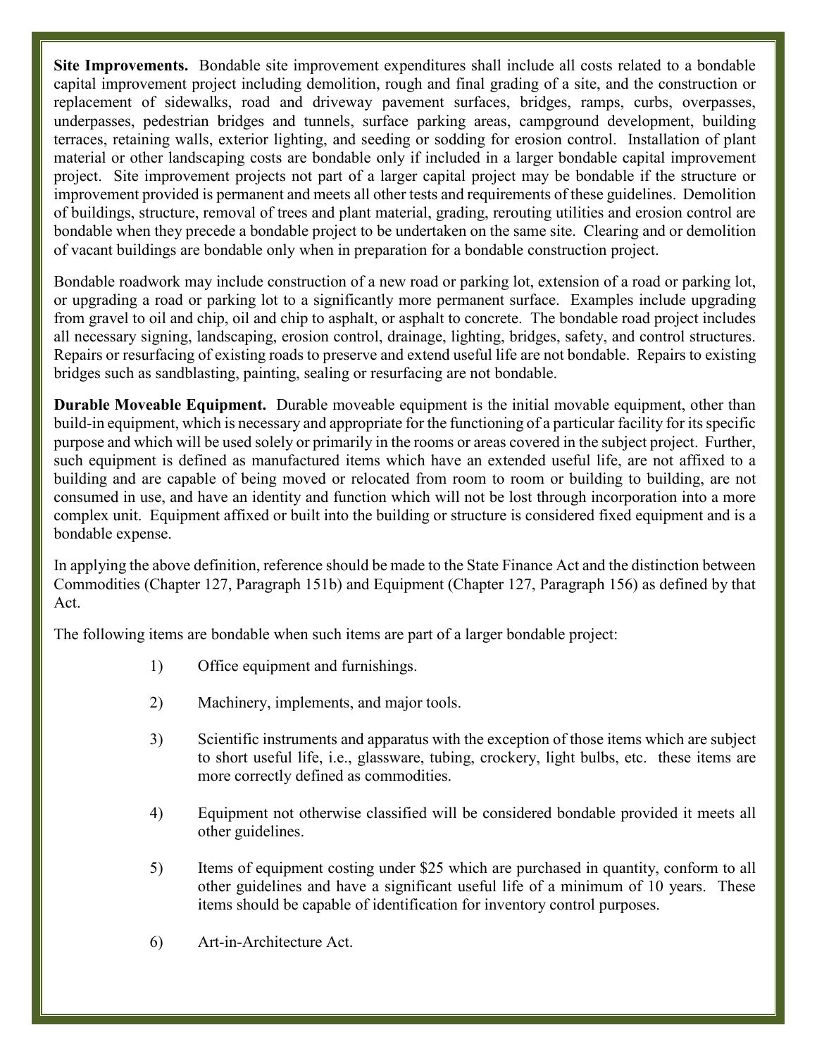**Site Improvements.** Bondable site improvement expenditures shall include all costs related to a bondable capital improvement project including demolition, rough and final grading of a site, and the construction or replacement of sidewalks, road and driveway pavement surfaces, bridges, ramps, curbs, overpasses, underpasses, pedestrian bridges and tunnels, surface parking areas, campground development, building terraces, retaining walls, exterior lighting, and seeding or sodding for erosion control. Installation of plant material or other landscaping costs are bondable only if included in a larger bondable capital improvement project. Site improvement projects not part of a larger capital project may be bondable if the structure or improvement provided is permanent and meets all other tests and requirements of these guidelines. Demolition of buildings, structure, removal of trees and plant material, grading, rerouting utilities and erosion control are bondable when they precede a bondable project to be undertaken on the same site. Clearing and or demolition of vacant buildings are bondable only when in preparation for a bondable construction project.

Bondable roadwork may include construction of a new road or parking lot, extension of a road or parking lot, or upgrading a road or parking lot to a significantly more permanent surface. Examples include upgrading from gravel to oil and chip, oil and chip to asphalt, or asphalt to concrete. The bondable road project includes all necessary signing, landscaping, erosion control, drainage, lighting, bridges, safety, and control structures. Repairs or resurfacing of existing roads to preserve and extend useful life are not bondable. Repairs to existing bridges such as sandblasting, painting, sealing or resurfacing are not bondable.

**Durable Moveable Equipment.** Durable moveable equipment is the initial movable equipment, other than build-in equipment, which is necessary and appropriate for the functioning of a particular facility for its specific purpose and which will be used solely or primarily in the rooms or areas covered in the subject project. Further, such equipment is defined as manufactured items which have an extended useful life, are not affixed to a building and are capable of being moved or relocated from room to room or building to building, are not consumed in use, and have an identity and function which will not be lost through incorporation into a more complex unit. Equipment affixed or built into the building or structure is considered fixed equipment and is a bondable expense.

In applying the above definition, reference should be made to the State Finance Act and the distinction between Commodities (Chapter 127, Paragraph 151b) and Equipment (Chapter 127, Paragraph 156) as defined by that Act.

The following items are bondable when such items are part of a larger bondable project:

1) Office equipment and furnishings.

2) Machinery, implements, and major tools.

3) Scientific instruments and apparatus with the exception of those items which are subject to short useful life, i.e., glassware, tubing, crockery, light bulbs, etc. these items are more correctly defined as commodities.

4) Equipment not otherwise classified will be considered bondable provided it meets all other guidelines.

5) Items of equipment costing under $25 which are purchased in quantity, conform to all other guidelines and have a significant useful life of a minimum of 10 years. These items should be capable of identification for inventory control purposes.

6) Art-in-Architecture Act.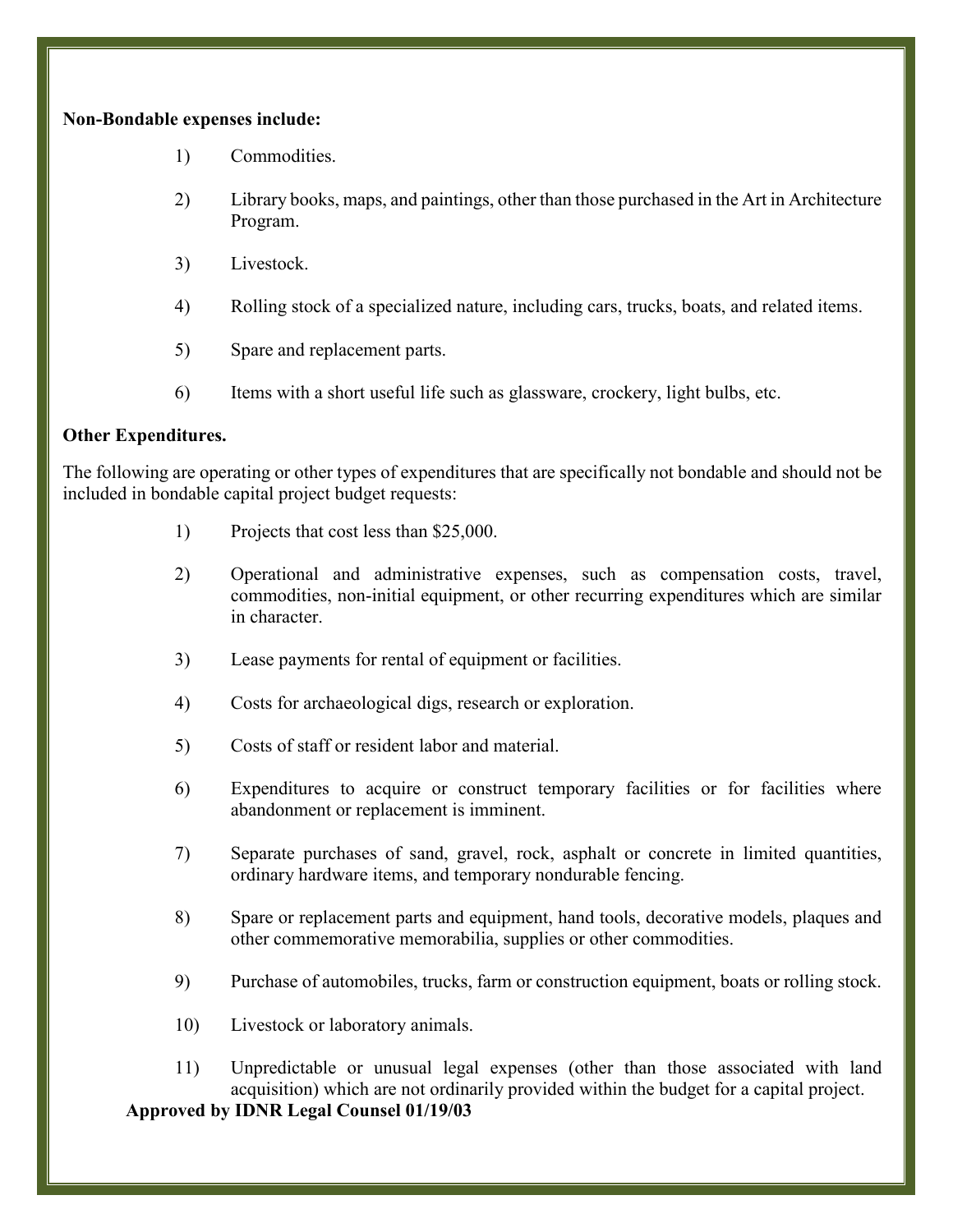**Non-Bondable expenses include:**

1) Commodities.

2) Library books, maps, and paintings, other than those purchased in the Art in Architecture Program.

3) Livestock.

4) Rolling stock of a specialized nature, including cars, trucks, boats, and related items.

5) Spare and replacement parts.

6) Items with a short useful life such as glassware, crockery, light bulbs, etc.

**Other Expenditures.**

The following are operating or other types of expenditures that are specifically not bondable and should not be included in bondable capital project budget requests:

1) Projects that cost less than $25,000.

2) Operational and administrative expenses, such as compensation costs, travel, commodities, non-initial equipment, or other recurring expenditures which are similar in character.

3) Lease payments for rental of equipment or facilities.

4) Costs for archaeological digs, research or exploration.

5) Costs of staff or resident labor and material.

6) Expenditures to acquire or construct temporary facilities or for facilities where abandonment or replacement is imminent.

7) Separate purchases of sand, gravel, rock, asphalt or concrete in limited quantities, ordinary hardware items, and temporary nondurable fencing.

8) Spare or replacement parts and equipment, hand tools, decorative models, plaques and other commemorative memorabilia, supplies or other commodities.

9) Purchase of automobiles, trucks, farm or construction equipment, boats or rolling stock.

10) Livestock or laboratory animals.

11) Unpredictable or unusual legal expenses (other than those associated with land acquisition) which are not ordinarily provided within the budget for a capital project.

**Approved by IDNR Legal Counsel 01/19/03**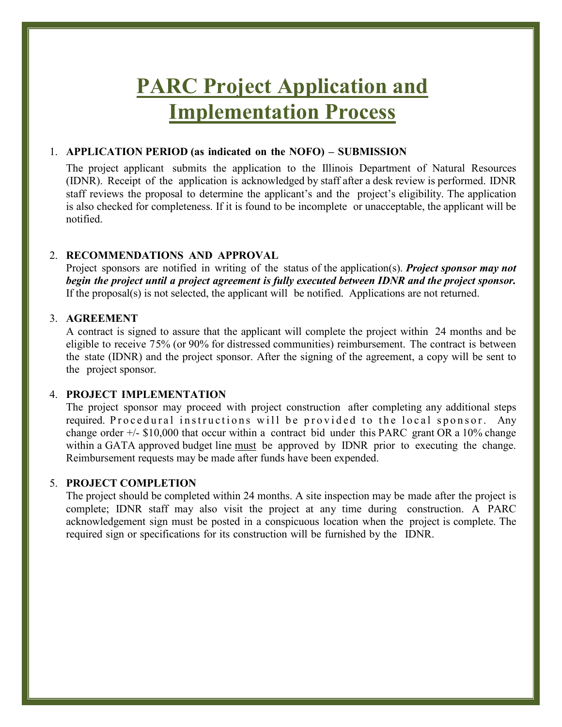# PARC Project Application and Implementation Process

1. **APPLICATION PERIOD (as indicated on the NOFO) – SUBMISSION**

   The project applicant submits the application to the Illinois Department of Natural Resources (IDNR). Receipt of the application is acknowledged by staff after a desk review is performed. IDNR staff reviews the proposal to determine the applicant's and the project's eligibility. The application is also checked for completeness. If it is found to be incomplete or unacceptable, the applicant will be notified.

2. **RECOMMENDATIONS AND APPROVAL**

   Project sponsors are notified in writing of the status of the application(s). ***Project sponsor may not begin the project until a project agreement is fully executed between IDNR and the project sponsor.*** If the proposal(s) is not selected, the applicant will be notified. Applications are not returned.

3. **AGREEMENT**

   A contract is signed to assure that the applicant will complete the project within 24 months and be eligible to receive 75% (or 90% for distressed communities) reimbursement. The contract is between the state (IDNR) and the project sponsor. After the signing of the agreement, a copy will be sent to the project sponsor.

4. **PROJECT IMPLEMENTATION**

   The project sponsor may proceed with project construction after completing any additional steps required. Procedural instructions will be provided to the local sponsor. Any change order +/- $10,000 that occur within a contract bid under this PARC grant OR a 10% change within a GATA approved budget line <u>must</u> be approved by IDNR prior to executing the change. Reimbursement requests may be made after funds have been expended.

5. **PROJECT COMPLETION**

   The project should be completed within 24 months. A site inspection may be made after the project is complete; IDNR staff may also visit the project at any time during construction. A PARC acknowledgement sign must be posted in a conspicuous location when the project is complete. The required sign or specifications for its construction will be furnished by the IDNR.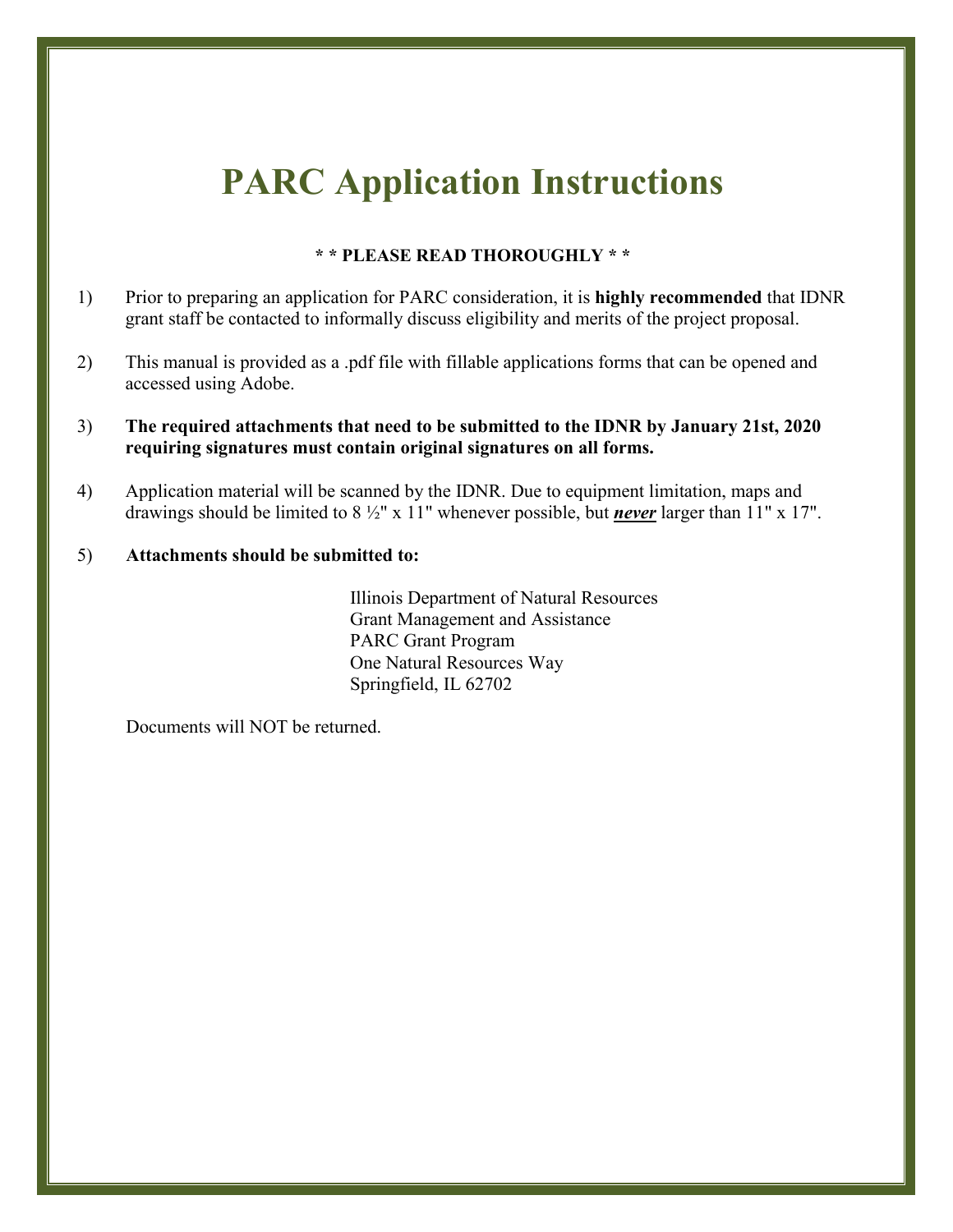# PARC Application Instructions

**\* \* PLEASE READ THOROUGHLY \* \***

1) Prior to preparing an application for PARC consideration, it is **highly recommended** that IDNR grant staff be contacted to informally discuss eligibility and merits of the project proposal.

2) This manual is provided as a .pdf file with fillable applications forms that can be opened and accessed using Adobe.

3) **The required attachments that need to be submitted to the IDNR by January 21st, 2020 requiring signatures must contain original signatures on all forms.**

4) Application material will be scanned by the IDNR. Due to equipment limitation, maps and drawings should be limited to 8 ½" x 11" whenever possible, but ***never*** larger than 11" x 17".

5) **Attachments should be submitted to:**

   Illinois Department of Natural Resources
   Grant Management and Assistance
   PARC Grant Program
   One Natural Resources Way
   Springfield, IL 62702

   Documents will NOT be returned.